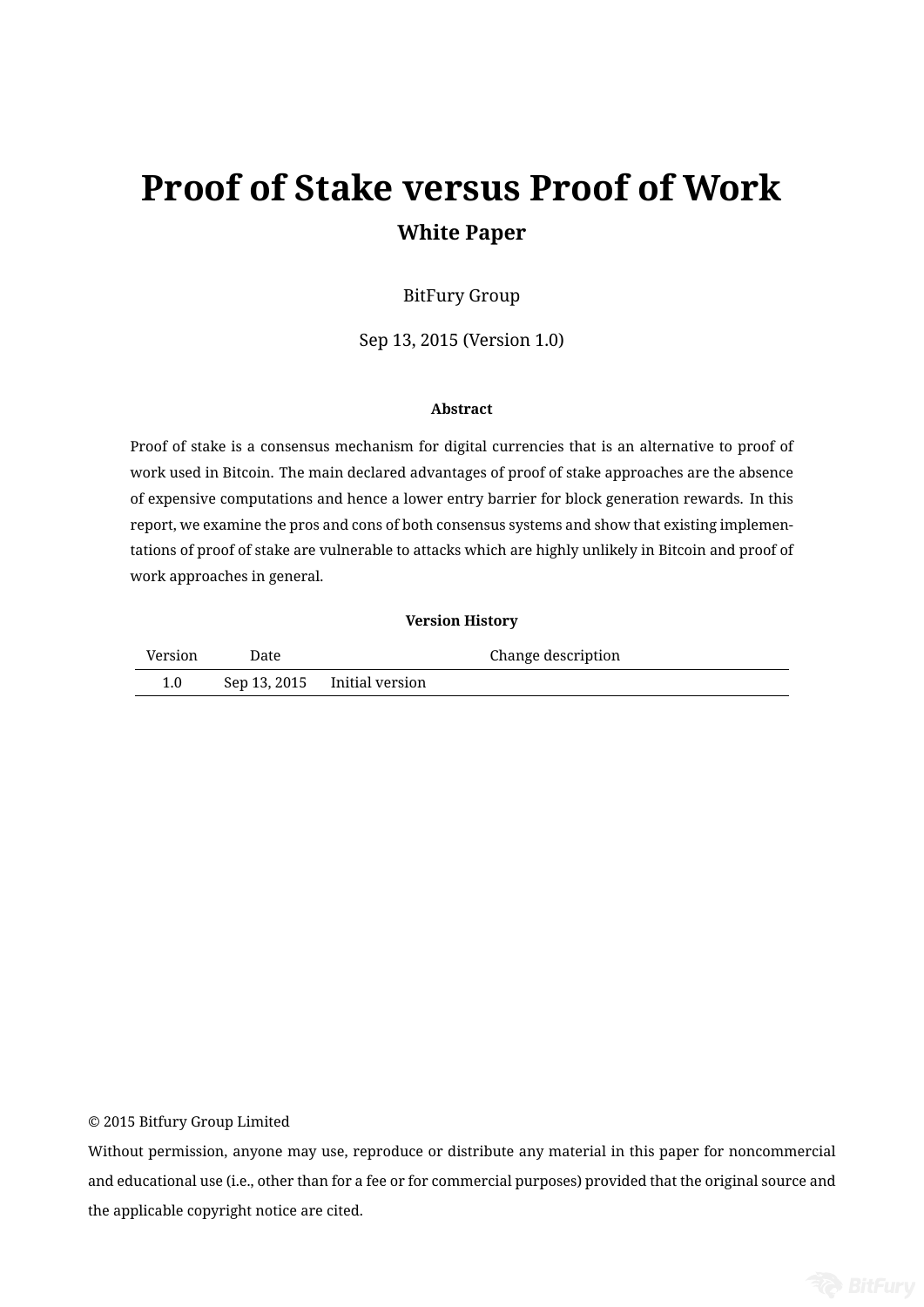# Proof of Stake versus Proof of Work

## White Paper

BitFury Group

Sep 13, 2015 (Version 1.0)

**Abstract**

Proof of stake is a consensus mechanism for digital currencies that is an alternative to proof of work used in Bitcoin. The main declared advantages of proof of stake approaches are the absence of expensive computations and hence a lower entry barrier for block generation rewards. In this report, we examine the pros and cons of both consensus systems and show that existing implementations of proof of stake are vulnerable to attacks which are highly unlikely in Bitcoin and proof of work approaches in general.

**Version History**

| Version | Date | Change description |
|---|---|---|
| 1.0 | Sep 13, 2015 | Initial version |

© 2015 Bitfury Group Limited

Without permission, anyone may use, reproduce or distribute any material in this paper for noncommercial and educational use (i.e., other than for a fee or for commercial purposes) provided that the original source and the applicable copyright notice are cited.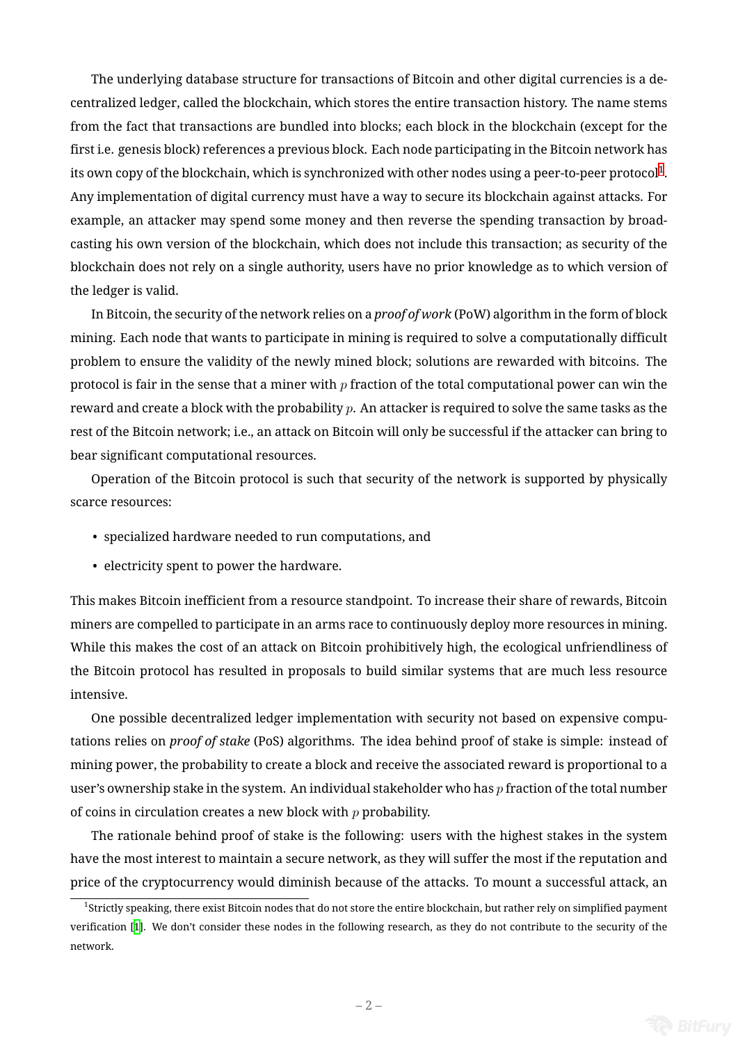The underlying database structure for transactions of Bitcoin and other digital currencies is a decentralized ledger, called the blockchain, which stores the entire transaction history. The name stems from the fact that transactions are bundled into blocks; each block in the blockchain (except for the first i.e. genesis block) references a previous block. Each node participating in the Bitcoin network has its own copy of the blockchain, which is synchronized with other nodes using a peer-to-peer protocol[1]. Any implementation of digital currency must have a way to secure its blockchain against attacks. For example, an attacker may spend some money and then reverse the spending transaction by broadcasting his own version of the blockchain, which does not include this transaction; as security of the blockchain does not rely on a single authority, users have no prior knowledge as to which version of the ledger is valid.

In Bitcoin, the security of the network relies on a *proof of work* (PoW) algorithm in the form of block mining. Each node that wants to participate in mining is required to solve a computationally difficult problem to ensure the validity of the newly mined block; solutions are rewarded with bitcoins. The protocol is fair in the sense that a miner with $p$ fraction of the total computational power can win the reward and create a block with the probability $p$. An attacker is required to solve the same tasks as the rest of the Bitcoin network; i.e., an attack on Bitcoin will only be successful if the attacker can bring to bear significant computational resources.

Operation of the Bitcoin protocol is such that security of the network is supported by physically scarce resources:

- specialized hardware needed to run computations, and
- electricity spent to power the hardware.

This makes Bitcoin inefficient from a resource standpoint. To increase their share of rewards, Bitcoin miners are compelled to participate in an arms race to continuously deploy more resources in mining. While this makes the cost of an attack on Bitcoin prohibitively high, the ecological unfriendliness of the Bitcoin protocol has resulted in proposals to build similar systems that are much less resource intensive.

One possible decentralized ledger implementation with security not based on expensive computations relies on *proof of stake* (PoS) algorithms. The idea behind proof of stake is simple: instead of mining power, the probability to create a block and receive the associated reward is proportional to a user's ownership stake in the system. An individual stakeholder who has $p$ fraction of the total number of coins in circulation creates a new block with $p$ probability.

The rationale behind proof of stake is the following: users with the highest stakes in the system have the most interest to maintain a secure network, as they will suffer the most if the reputation and price of the cryptocurrency would diminish because of the attacks. To mount a successful attack, an

[1] Strictly speaking, there exist Bitcoin nodes that do not store the entire blockchain, but rather rely on simplified payment verification [1]. We don't consider these nodes in the following research, as they do not contribute to the security of the network.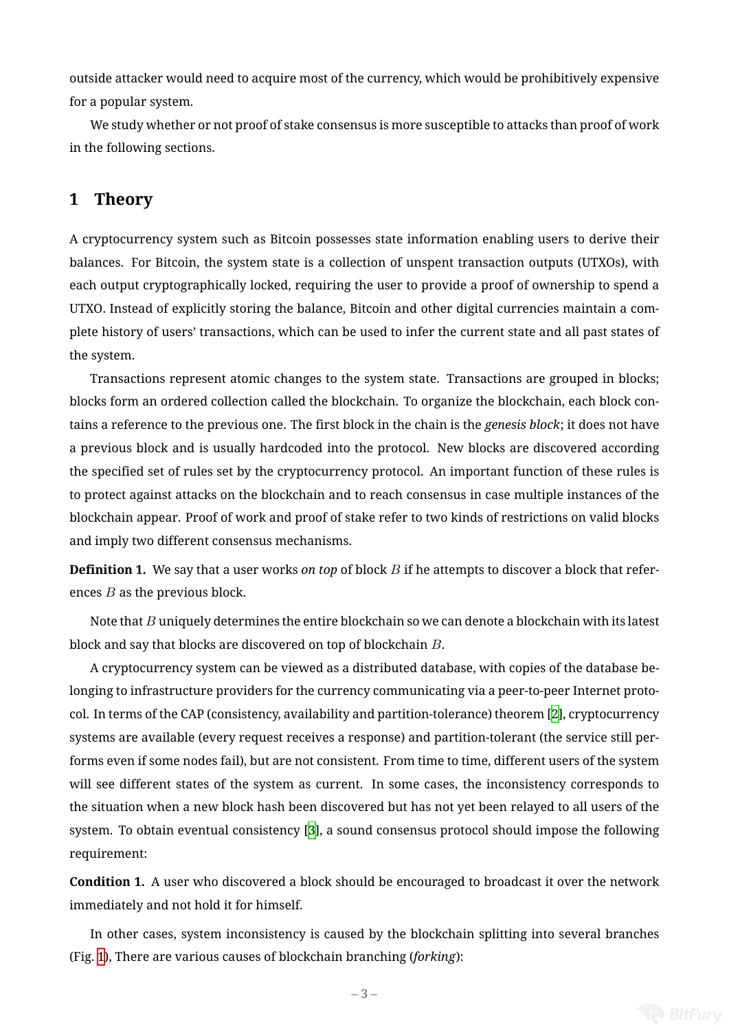outside attacker would need to acquire most of the currency, which would be prohibitively expensive for a popular system.

We study whether or not proof of stake consensus is more susceptible to attacks than proof of work in the following sections.

# 1 Theory

A cryptocurrency system such as Bitcoin possesses state information enabling users to derive their balances. For Bitcoin, the system state is a collection of unspent transaction outputs (UTXOs), with each output cryptographically locked, requiring the user to provide a proof of ownership to spend a UTXO. Instead of explicitly storing the balance, Bitcoin and other digital currencies maintain a complete history of users' transactions, which can be used to infer the current state and all past states of the system.

Transactions represent atomic changes to the system state. Transactions are grouped in blocks; blocks form an ordered collection called the blockchain. To organize the blockchain, each block contains a reference to the previous one. The first block in the chain is the *genesis block*; it does not have a previous block and is usually hardcoded into the protocol. New blocks are discovered according the specified set of rules set by the cryptocurrency protocol. An important function of these rules is to protect against attacks on the blockchain and to reach consensus in case multiple instances of the blockchain appear. Proof of work and proof of stake refer to two kinds of restrictions on valid blocks and imply two different consensus mechanisms.

**Definition 1.** We say that a user works *on top* of block $B$ if he attempts to discover a block that references $B$ as the previous block.

Note that $B$ uniquely determines the entire blockchain so we can denote a blockchain with its latest block and say that blocks are discovered on top of blockchain $B$.

A cryptocurrency system can be viewed as a distributed database, with copies of the database belonging to infrastructure providers for the currency communicating via a peer-to-peer Internet protocol. In terms of the CAP (consistency, availability and partition-tolerance) theorem [2], cryptocurrency systems are available (every request receives a response) and partition-tolerant (the service still performs even if some nodes fail), but are not consistent. From time to time, different users of the system will see different states of the system as current. In some cases, the inconsistency corresponds to the situation when a new block hash been discovered but has not yet been relayed to all users of the system. To obtain eventual consistency [3], a sound consensus protocol should impose the following requirement:

**Condition 1.** A user who discovered a block should be encouraged to broadcast it over the network immediately and not hold it for himself.

In other cases, system inconsistency is caused by the blockchain splitting into several branches (Fig. 1), There are various causes of blockchain branching (*forking*):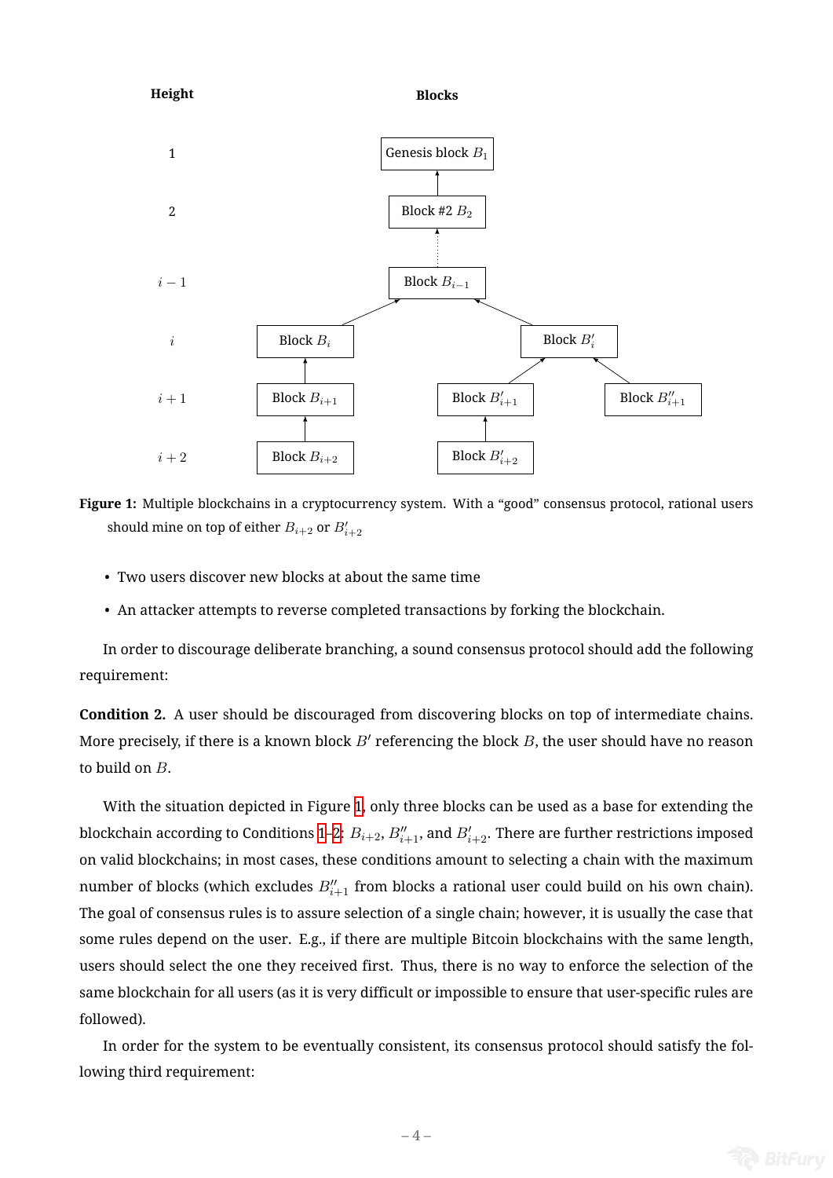Figure 1: Multiple blockchains in a cryptocurrency system. With a "good" consensus protocol, rational users should mine on top of either $B_{i+2}$ or $B'_{i+2}$

- Two users discover new blocks at about the same time
- An attacker attempts to reverse completed transactions by forking the blockchain.

In order to discourage deliberate branching, a sound consensus protocol should add the following requirement:

**Condition 2.** A user should be discouraged from discovering blocks on top of intermediate chains. More precisely, if there is a known block $B'$ referencing the block $B$, the user should have no reason to build on $B$.

With the situation depicted in Figure 1, only three blocks can be used as a base for extending the blockchain according to Conditions 1–2: $B_{i+2}$, $B''_{i+1}$, and $B'_{i+2}$. There are further restrictions imposed on valid blockchains; in most cases, these conditions amount to selecting a chain with the maximum number of blocks (which excludes $B''_{i+1}$ from blocks a rational user could build on his own chain). The goal of consensus rules is to assure selection of a single chain; however, it is usually the case that some rules depend on the user. E.g., if there are multiple Bitcoin blockchains with the same length, users should select the one they received first. Thus, there is no way to enforce the selection of the same blockchain for all users (as it is very difficult or impossible to ensure that user-specific rules are followed).

In order for the system to be eventually consistent, its consensus protocol should satisfy the following third requirement: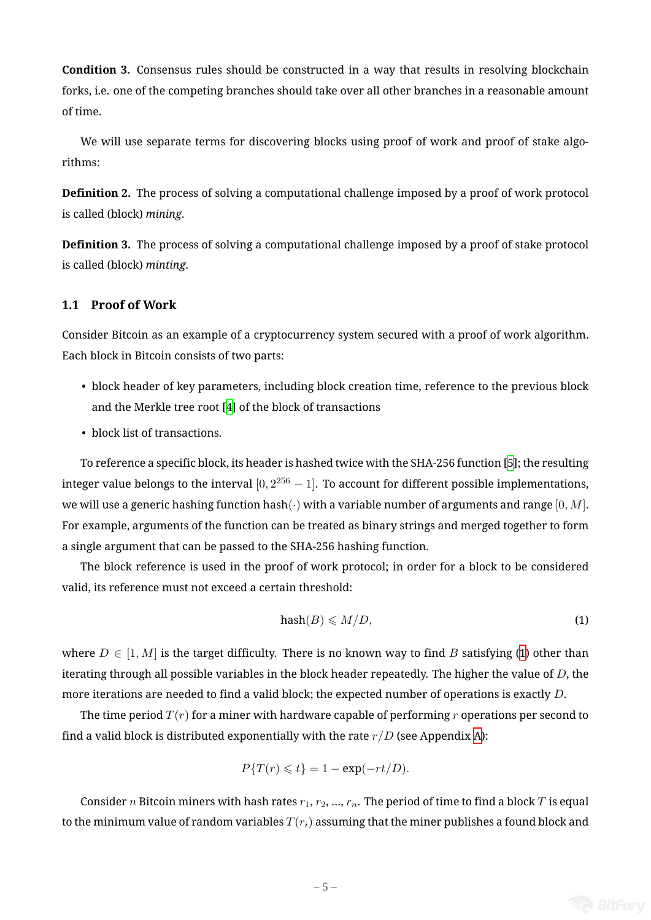**Condition 3.** Consensus rules should be constructed in a way that results in resolving blockchain forks, i.e. one of the competing branches should take over all other branches in a reasonable amount of time.

We will use separate terms for discovering blocks using proof of work and proof of stake algorithms:

**Definition 2.** The process of solving a computational challenge imposed by a proof of work protocol is called (block) *mining*.

**Definition 3.** The process of solving a computational challenge imposed by a proof of stake protocol is called (block) *minting*.

### 1.1 Proof of Work

Consider Bitcoin as an example of a cryptocurrency system secured with a proof of work algorithm. Each block in Bitcoin consists of two parts:

- block header of key parameters, including block creation time, reference to the previous block and the Merkle tree root [4] of the block of transactions
- block list of transactions.

To reference a specific block, its header is hashed twice with the SHA-256 function [5]; the resulting integer value belongs to the interval $[0, 2^{256} - 1]$. To account for different possible implementations, we will use a generic hashing function $\text{hash}(\cdot)$ with a variable number of arguments and range $[0, M]$. For example, arguments of the function can be treated as binary strings and merged together to form a single argument that can be passed to the SHA-256 hashing function.

The block reference is used in the proof of work protocol; in order for a block to be considered valid, its reference must not exceed a certain threshold:

$$\text{hash}(B) \leqslant M/D, \tag{1}$$

where $D \in [1, M]$ is the target difficulty. There is no known way to find $B$ satisfying (1) other than iterating through all possible variables in the block header repeatedly. The higher the value of $D$, the more iterations are needed to find a valid block; the expected number of operations is exactly $D$.

The time period $T(r)$ for a miner with hardware capable of performing $r$ operations per second to find a valid block is distributed exponentially with the rate $r/D$ (see Appendix A):

$$P\{T(r) \leqslant t\} = 1 - \exp(-rt/D).$$

Consider $n$ Bitcoin miners with hash rates $r_1, r_2, \ldots, r_n$. The period of time to find a block $T$ is equal to the minimum value of random variables $T(r_i)$ assuming that the miner publishes a found block and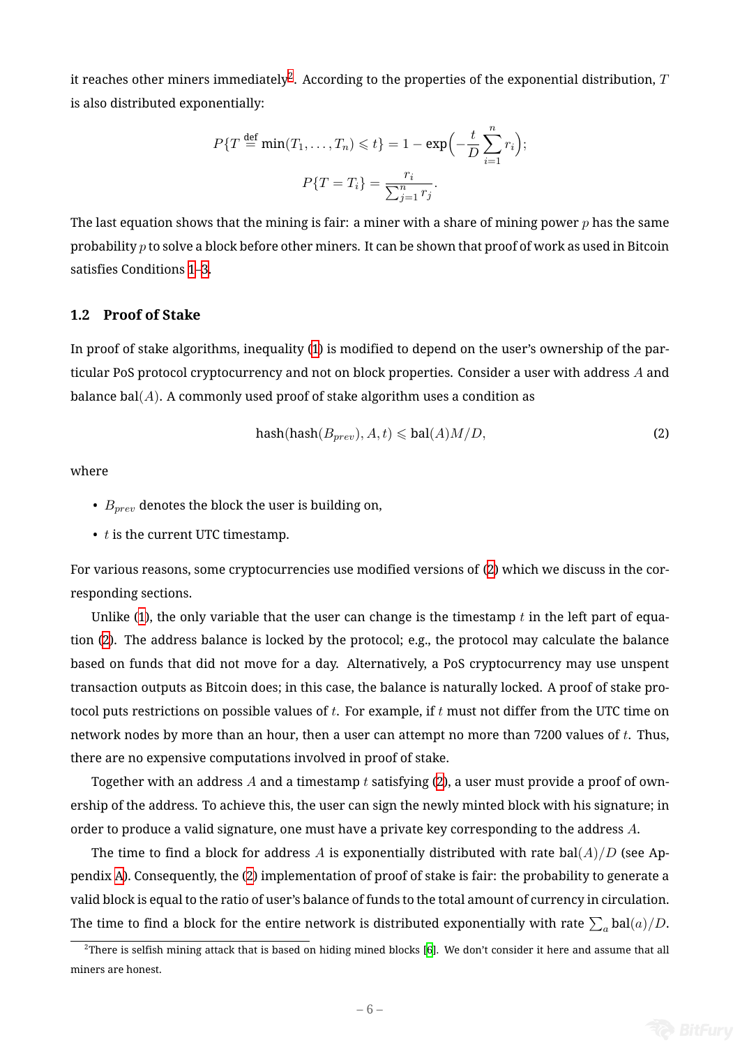it reaches other miners immediately[2]. According to the properties of the exponential distribution, $T$ is also distributed exponentially:

$$P\{T \stackrel{\text{def}}{=} \min(T_1, \dots, T_n) \leqslant t\} = 1 - \exp\Big(-\frac{t}{D}\sum_{i=1}^{n} r_i\Big);$$

$$P\{T = T_i\} = \frac{r_i}{\sum_{j=1}^{n} r_j}.$$

The last equation shows that the mining is fair: a miner with a share of mining power $p$ has the same probability $p$ to solve a block before other miners. It can be shown that proof of work as used in Bitcoin satisfies Conditions 1–3.

### 1.2 Proof of Stake

In proof of stake algorithms, inequality (1) is modified to depend on the user's ownership of the particular PoS protocol cryptocurrency and not on block properties. Consider a user with address $A$ and balance $\text{bal}(A)$. A commonly used proof of stake algorithm uses a condition as

$$\text{hash}(\text{hash}(B_{prev}), A, t) \leqslant \text{bal}(A)M/D, \tag{2}$$

where

- $B_{prev}$ denotes the block the user is building on,
- $t$ is the current UTC timestamp.

For various reasons, some cryptocurrencies use modified versions of (2) which we discuss in the corresponding sections.

Unlike (1), the only variable that the user can change is the timestamp $t$ in the left part of equation (2). The address balance is locked by the protocol; e.g., the protocol may calculate the balance based on funds that did not move for a day. Alternatively, a PoS cryptocurrency may use unspent transaction outputs as Bitcoin does; in this case, the balance is naturally locked. A proof of stake protocol puts restrictions on possible values of $t$. For example, if $t$ must not differ from the UTC time on network nodes by more than an hour, then a user can attempt no more than 7200 values of $t$. Thus, there are no expensive computations involved in proof of stake.

Together with an address $A$ and a timestamp $t$ satisfying (2), a user must provide a proof of ownership of the address. To achieve this, the user can sign the newly minted block with his signature; in order to produce a valid signature, one must have a private key corresponding to the address $A$.

The time to find a block for address $A$ is exponentially distributed with rate $\text{bal}(A)/D$ (see Appendix A). Consequently, the (2) implementation of proof of stake is fair: the probability to generate a valid block is equal to the ratio of user's balance of funds to the total amount of currency in circulation. The time to find a block for the entire network is distributed exponentially with rate $\sum_a \text{bal}(a)/D$.

[2]There is selfish mining attack that is based on hiding mined blocks [6]. We don't consider it here and assume that all miners are honest.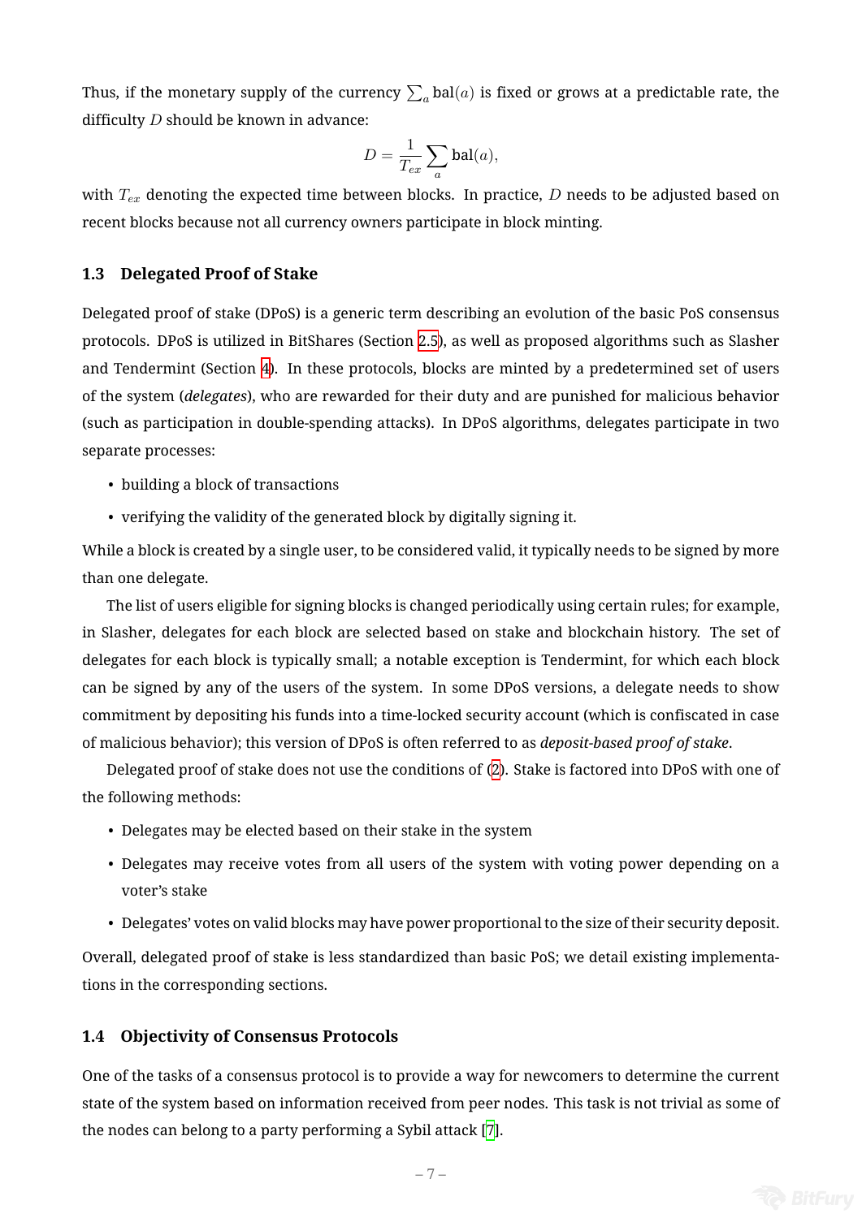Thus, if the monetary supply of the currency $\sum_a \text{bal}(a)$ is fixed or grows at a predictable rate, the difficulty $D$ should be known in advance:

$$D = \frac{1}{T_{ex}} \sum_a \text{bal}(a),$$

with $T_{ex}$ denoting the expected time between blocks. In practice, $D$ needs to be adjusted based on recent blocks because not all currency owners participate in block minting.

### 1.3 Delegated Proof of Stake

Delegated proof of stake (DPoS) is a generic term describing an evolution of the basic PoS consensus protocols. DPoS is utilized in BitShares (Section 2.5), as well as proposed algorithms such as Slasher and Tendermint (Section 4). In these protocols, blocks are minted by a predetermined set of users of the system (*delegates*), who are rewarded for their duty and are punished for malicious behavior (such as participation in double-spending attacks). In DPoS algorithms, delegates participate in two separate processes:

- building a block of transactions
- verifying the validity of the generated block by digitally signing it.

While a block is created by a single user, to be considered valid, it typically needs to be signed by more than one delegate.

The list of users eligible for signing blocks is changed periodically using certain rules; for example, in Slasher, delegates for each block are selected based on stake and blockchain history. The set of delegates for each block is typically small; a notable exception is Tendermint, for which each block can be signed by any of the users of the system. In some DPoS versions, a delegate needs to show commitment by depositing his funds into a time-locked security account (which is confiscated in case of malicious behavior); this version of DPoS is often referred to as *deposit-based proof of stake*.

Delegated proof of stake does not use the conditions of (2). Stake is factored into DPoS with one of the following methods:

- Delegates may be elected based on their stake in the system
- Delegates may receive votes from all users of the system with voting power depending on a voter's stake
- Delegates' votes on valid blocks may have power proportional to the size of their security deposit.

Overall, delegated proof of stake is less standardized than basic PoS; we detail existing implementations in the corresponding sections.

### 1.4 Objectivity of Consensus Protocols

One of the tasks of a consensus protocol is to provide a way for newcomers to determine the current state of the system based on information received from peer nodes. This task is not trivial as some of the nodes can belong to a party performing a Sybil attack [7].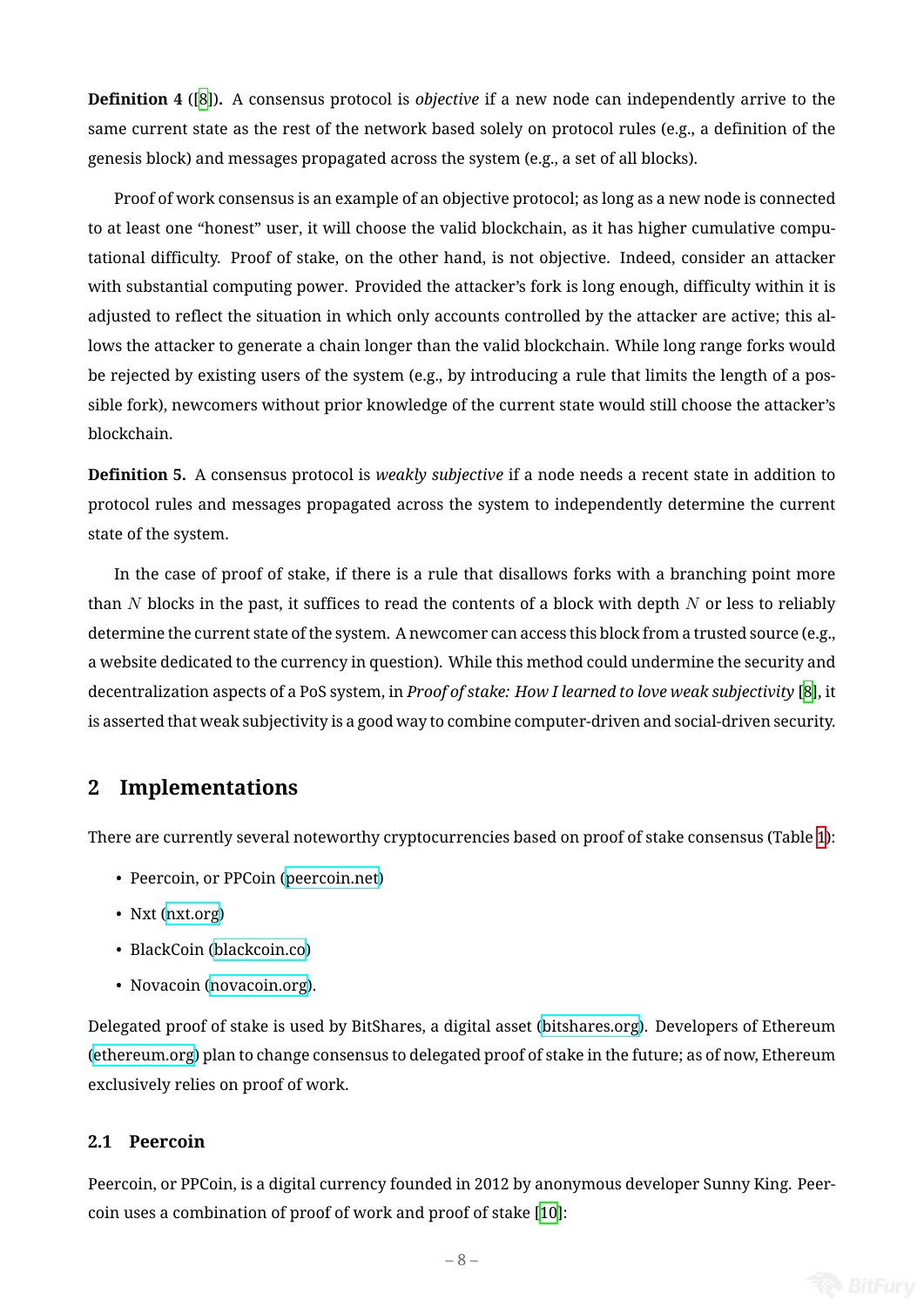**Definition 4** ([8]). A consensus protocol is *objective* if a new node can independently arrive to the same current state as the rest of the network based solely on protocol rules (e.g., a definition of the genesis block) and messages propagated across the system (e.g., a set of all blocks).

Proof of work consensus is an example of an objective protocol; as long as a new node is connected to at least one "honest" user, it will choose the valid blockchain, as it has higher cumulative computational difficulty. Proof of stake, on the other hand, is not objective. Indeed, consider an attacker with substantial computing power. Provided the attacker's fork is long enough, difficulty within it is adjusted to reflect the situation in which only accounts controlled by the attacker are active; this allows the attacker to generate a chain longer than the valid blockchain. While long range forks would be rejected by existing users of the system (e.g., by introducing a rule that limits the length of a possible fork), newcomers without prior knowledge of the current state would still choose the attacker's blockchain.

**Definition 5.** A consensus protocol is *weakly subjective* if a node needs a recent state in addition to protocol rules and messages propagated across the system to independently determine the current state of the system.

In the case of proof of stake, if there is a rule that disallows forks with a branching point more than $N$ blocks in the past, it suffices to read the contents of a block with depth $N$ or less to reliably determine the current state of the system. A newcomer can access this block from a trusted source (e.g., a website dedicated to the currency in question). While this method could undermine the security and decentralization aspects of a PoS system, in *Proof of stake: How I learned to love weak subjectivity* [8], it is asserted that weak subjectivity is a good way to combine computer-driven and social-driven security.

## 2 Implementations

There are currently several noteworthy cryptocurrencies based on proof of stake consensus (Table 1):

- Peercoin, or PPCoin (peercoin.net)
- Nxt (nxt.org)
- BlackCoin (blackcoin.co)
- Novacoin (novacoin.org).

Delegated proof of stake is used by BitShares, a digital asset (bitshares.org). Developers of Ethereum (ethereum.org) plan to change consensus to delegated proof of stake in the future; as of now, Ethereum exclusively relies on proof of work.

### 2.1 Peercoin

Peercoin, or PPCoin, is a digital currency founded in 2012 by anonymous developer Sunny King. Peercoin uses a combination of proof of work and proof of stake [10]: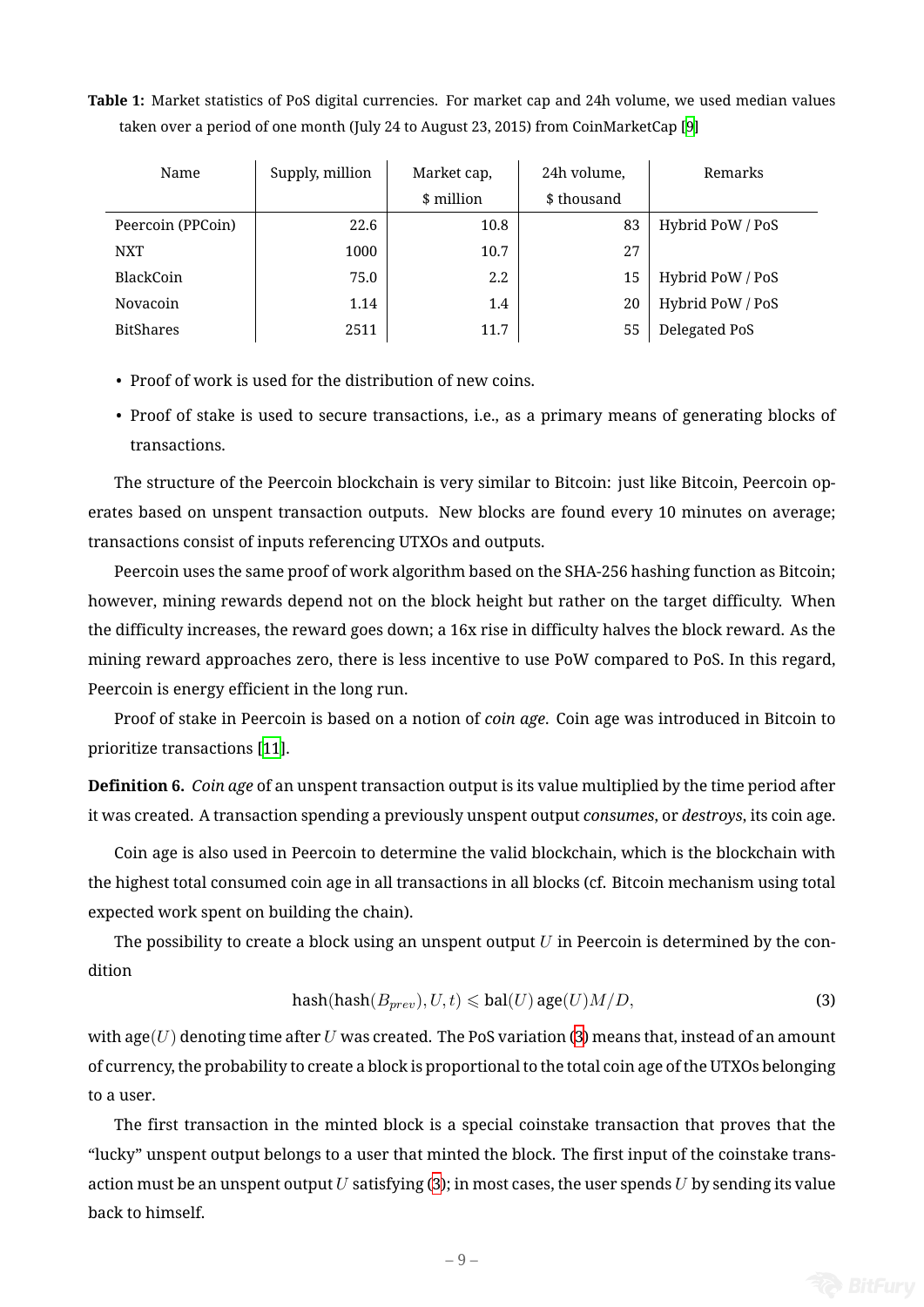**Table 1:** Market statistics of PoS digital currencies. For market cap and 24h volume, we used median values taken over a period of one month (July 24 to August 23, 2015) from CoinMarketCap [9]

| Name | Supply, million | Market cap, $ million | 24h volume, $ thousand | Remarks |
|---|---|---|---|---|
| Peercoin (PPCoin) | 22.6 | 10.8 | 83 | Hybrid PoW / PoS |
| NXT | 1000 | 10.7 | 27 | |
| BlackCoin | 75.0 | 2.2 | 15 | Hybrid PoW / PoS |
| Novacoin | 1.14 | 1.4 | 20 | Hybrid PoW / PoS |
| BitShares | 2511 | 11.7 | 55 | Delegated PoS |

- Proof of work is used for the distribution of new coins.
- Proof of stake is used to secure transactions, i.e., as a primary means of generating blocks of transactions.

The structure of the Peercoin blockchain is very similar to Bitcoin: just like Bitcoin, Peercoin operates based on unspent transaction outputs. New blocks are found every 10 minutes on average; transactions consist of inputs referencing UTXOs and outputs.

Peercoin uses the same proof of work algorithm based on the SHA-256 hashing function as Bitcoin; however, mining rewards depend not on the block height but rather on the target difficulty. When the difficulty increases, the reward goes down; a 16x rise in difficulty halves the block reward. As the mining reward approaches zero, there is less incentive to use PoW compared to PoS. In this regard, Peercoin is energy efficient in the long run.

Proof of stake in Peercoin is based on a notion of *coin age*. Coin age was introduced in Bitcoin to prioritize transactions [11].

**Definition 6.** *Coin age* of an unspent transaction output is its value multiplied by the time period after it was created. A transaction spending a previously unspent output *consumes*, or *destroys*, its coin age.

Coin age is also used in Peercoin to determine the valid blockchain, which is the blockchain with the highest total consumed coin age in all transactions in all blocks (cf. Bitcoin mechanism using total expected work spent on building the chain).

The possibility to create a block using an unspent output $U$ in Peercoin is determined by the condition

$$\mathsf{hash}(\mathsf{hash}(B_{prev}), U, t) \leqslant \mathsf{bal}(U)\,\mathsf{age}(U) M/D, \tag{3}$$

with $\mathsf{age}(U)$ denoting time after $U$ was created. The PoS variation (3) means that, instead of an amount of currency, the probability to create a block is proportional to the total coin age of the UTXOs belonging to a user.

The first transaction in the minted block is a special coinstake transaction that proves that the "lucky" unspent output belongs to a user that minted the block. The first input of the coinstake transaction must be an unspent output $U$ satisfying (3); in most cases, the user spends $U$ by sending its value back to himself.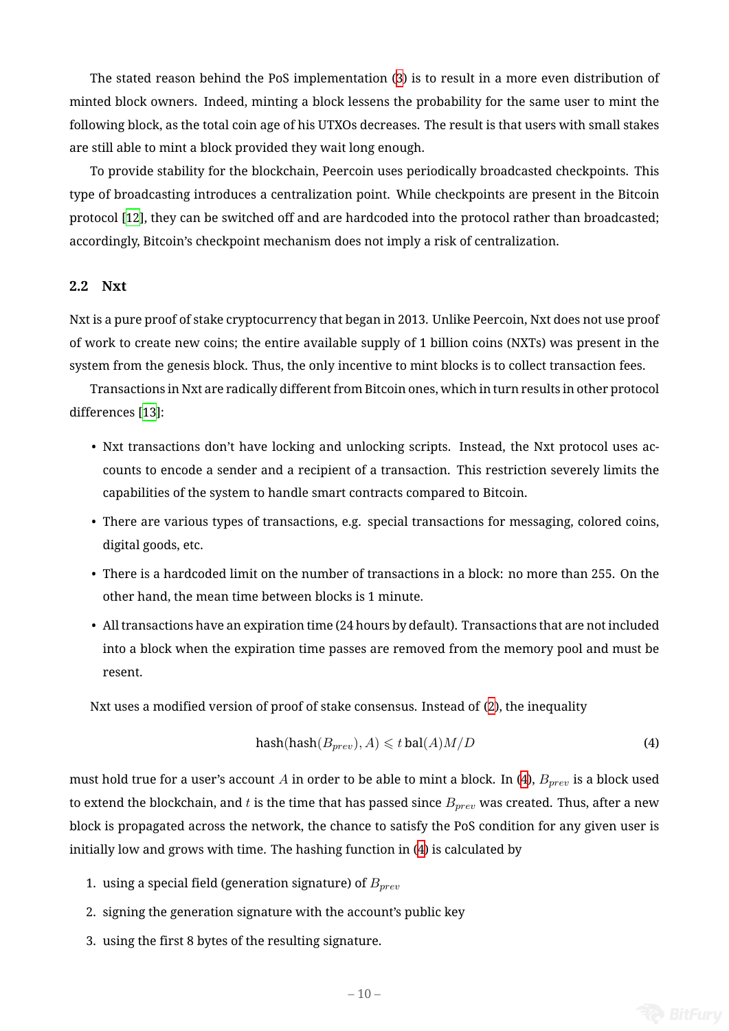The stated reason behind the PoS implementation (3) is to result in a more even distribution of minted block owners. Indeed, minting a block lessens the probability for the same user to mint the following block, as the total coin age of his UTXOs decreases. The result is that users with small stakes are still able to mint a block provided they wait long enough.

To provide stability for the blockchain, Peercoin uses periodically broadcasted checkpoints. This type of broadcasting introduces a centralization point. While checkpoints are present in the Bitcoin protocol [12], they can be switched off and are hardcoded into the protocol rather than broadcasted; accordingly, Bitcoin's checkpoint mechanism does not imply a risk of centralization.

### 2.2 Nxt

Nxt is a pure proof of stake cryptocurrency that began in 2013. Unlike Peercoin, Nxt does not use proof of work to create new coins; the entire available supply of 1 billion coins (NXTs) was present in the system from the genesis block. Thus, the only incentive to mint blocks is to collect transaction fees.

Transactions in Nxt are radically different from Bitcoin ones, which in turn results in other protocol differences [13]:

- Nxt transactions don't have locking and unlocking scripts. Instead, the Nxt protocol uses accounts to encode a sender and a recipient of a transaction. This restriction severely limits the capabilities of the system to handle smart contracts compared to Bitcoin.
- There are various types of transactions, e.g. special transactions for messaging, colored coins, digital goods, etc.
- There is a hardcoded limit on the number of transactions in a block: no more than 255. On the other hand, the mean time between blocks is 1 minute.
- All transactions have an expiration time (24 hours by default). Transactions that are not included into a block when the expiration time passes are removed from the memory pool and must be resent.

Nxt uses a modified version of proof of stake consensus. Instead of (2), the inequality

$$\text{hash}(\text{hash}(B_{prev}), A) \leqslant t\,\text{bal}(A)M/D \tag{4}$$

must hold true for a user's account $A$ in order to be able to mint a block. In (4), $B_{prev}$ is a block used to extend the blockchain, and $t$ is the time that has passed since $B_{prev}$ was created. Thus, after a new block is propagated across the network, the chance to satisfy the PoS condition for any given user is initially low and grows with time. The hashing function in (4) is calculated by

1. using a special field (generation signature) of $B_{prev}$
2. signing the generation signature with the account's public key
3. using the first 8 bytes of the resulting signature.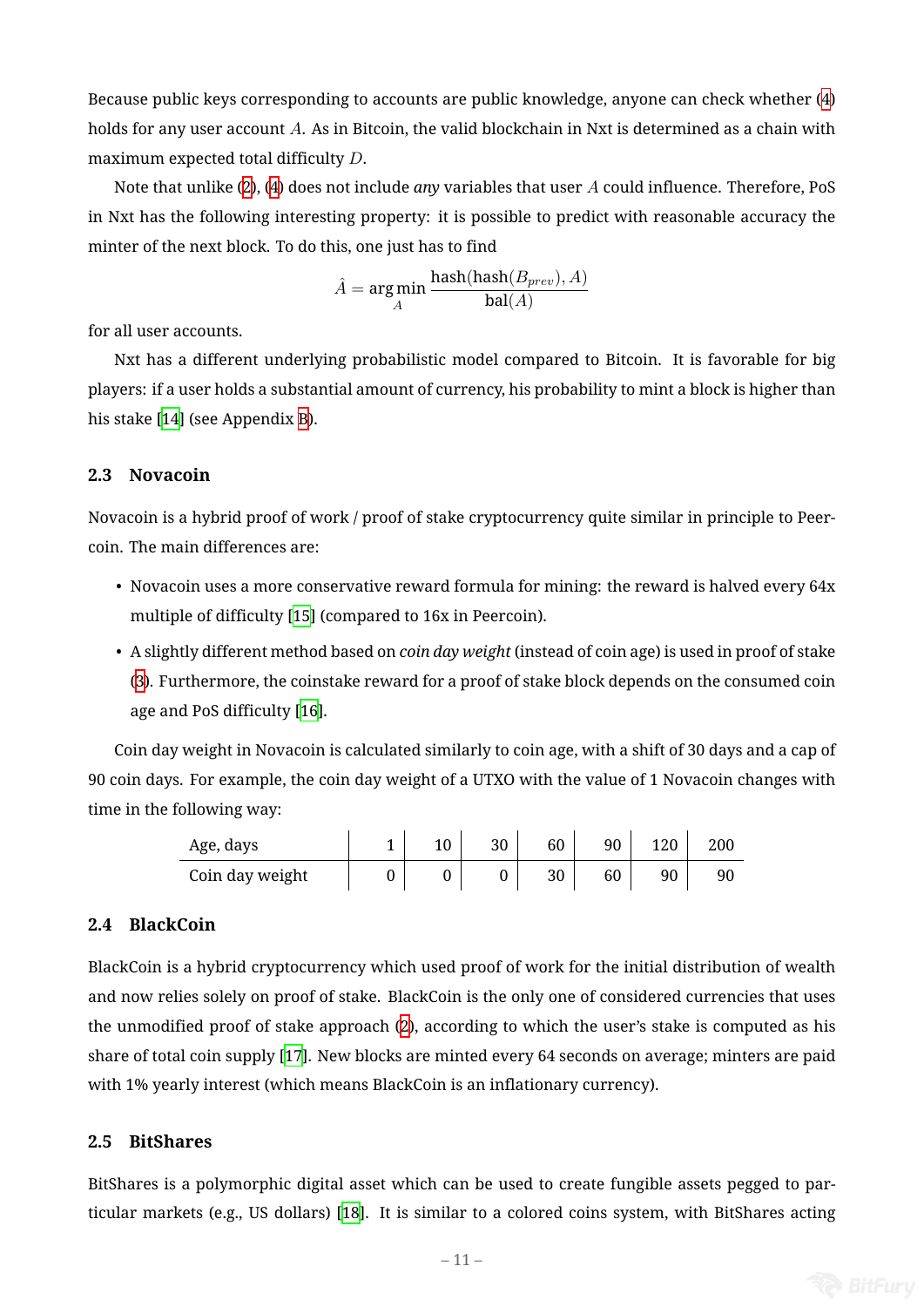Because public keys corresponding to accounts are public knowledge, anyone can check whether (4) holds for any user account $A$. As in Bitcoin, the valid blockchain in Nxt is determined as a chain with maximum expected total difficulty $D$.

Note that unlike (2), (4) does not include *any* variables that user $A$ could influence. Therefore, PoS in Nxt has the following interesting property: it is possible to predict with reasonable accuracy the minter of the next block. To do this, one just has to find

$$\hat{A} = \arg\min_{A} \frac{\text{hash}(\text{hash}(B_{prev}), A)}{\text{bal}(A)}$$

for all user accounts.

Nxt has a different underlying probabilistic model compared to Bitcoin. It is favorable for big players: if a user holds a substantial amount of currency, his probability to mint a block is higher than his stake [14] (see Appendix B).

### 2.3 Novacoin

Novacoin is a hybrid proof of work / proof of stake cryptocurrency quite similar in principle to Peercoin. The main differences are:

- Novacoin uses a more conservative reward formula for mining: the reward is halved every 64x multiple of difficulty [15] (compared to 16x in Peercoin).
- A slightly different method based on *coin day weight* (instead of coin age) is used in proof of stake (3). Furthermore, the coinstake reward for a proof of stake block depends on the consumed coin age and PoS difficulty [16].

Coin day weight in Novacoin is calculated similarly to coin age, with a shift of 30 days and a cap of 90 coin days. For example, the coin day weight of a UTXO with the value of 1 Novacoin changes with time in the following way:

| Age, days | 1 | 10 | 30 | 60 | 90 | 120 | 200 |
|---|---|---|---|---|---|---|---|
| Coin day weight | 0 | 0 | 0 | 30 | 60 | 90 | 90 |

### 2.4 BlackCoin

BlackCoin is a hybrid cryptocurrency which used proof of work for the initial distribution of wealth and now relies solely on proof of stake. BlackCoin is the only one of considered currencies that uses the unmodified proof of stake approach (2), according to which the user's stake is computed as his share of total coin supply [17]. New blocks are minted every 64 seconds on average; minters are paid with 1% yearly interest (which means BlackCoin is an inflationary currency).

### 2.5 BitShares

BitShares is a polymorphic digital asset which can be used to create fungible assets pegged to particular markets (e.g., US dollars) [18]. It is similar to a colored coins system, with BitShares acting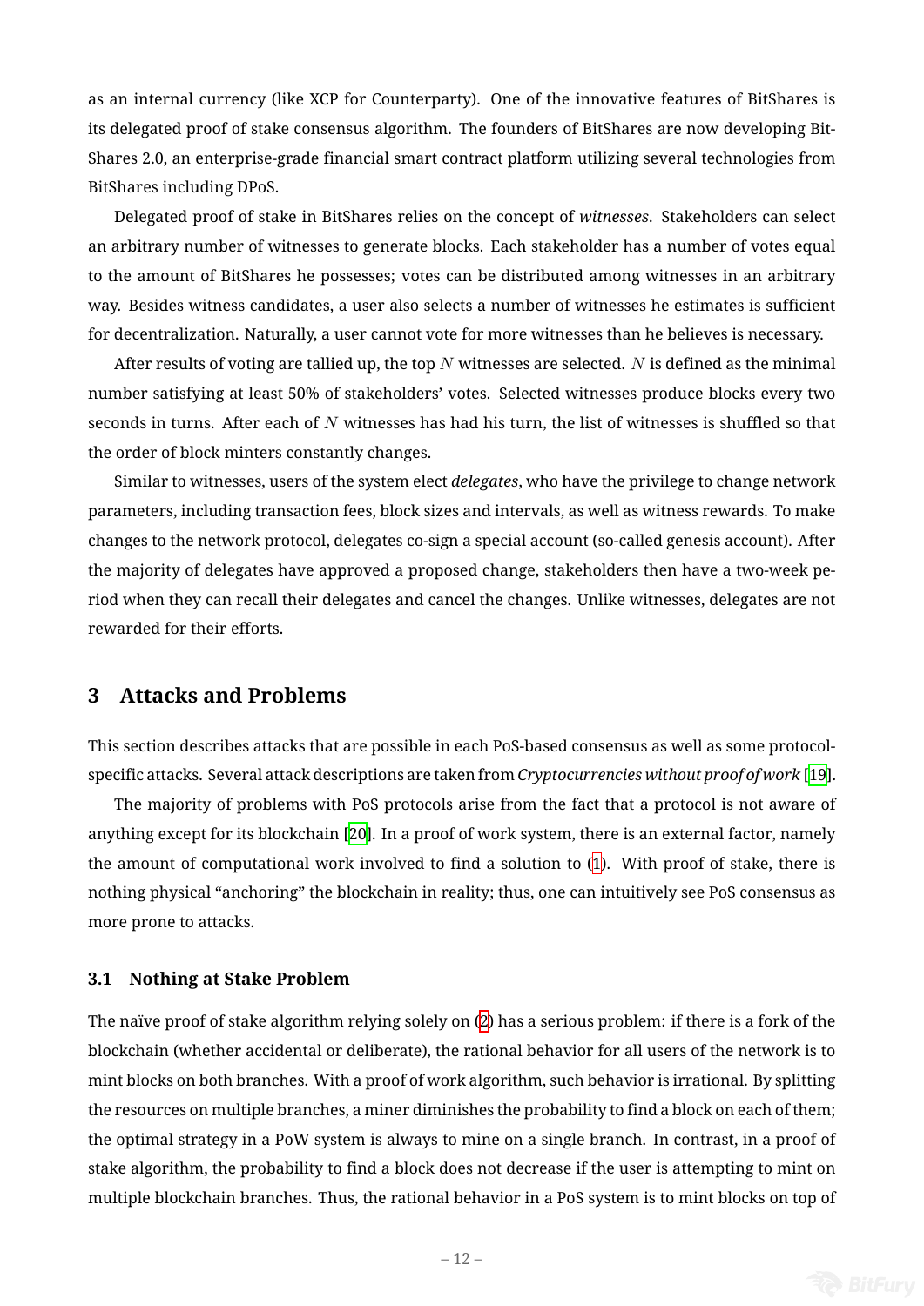as an internal currency (like XCP for Counterparty). One of the innovative features of BitShares is its delegated proof of stake consensus algorithm. The founders of BitShares are now developing BitShares 2.0, an enterprise-grade financial smart contract platform utilizing several technologies from BitShares including DPoS.

Delegated proof of stake in BitShares relies on the concept of *witnesses*. Stakeholders can select an arbitrary number of witnesses to generate blocks. Each stakeholder has a number of votes equal to the amount of BitShares he possesses; votes can be distributed among witnesses in an arbitrary way. Besides witness candidates, a user also selects a number of witnesses he estimates is sufficient for decentralization. Naturally, a user cannot vote for more witnesses than he believes is necessary.

After results of voting are tallied up, the top $N$ witnesses are selected. $N$ is defined as the minimal number satisfying at least 50% of stakeholders' votes. Selected witnesses produce blocks every two seconds in turns. After each of $N$ witnesses has had his turn, the list of witnesses is shuffled so that the order of block minters constantly changes.

Similar to witnesses, users of the system elect *delegates*, who have the privilege to change network parameters, including transaction fees, block sizes and intervals, as well as witness rewards. To make changes to the network protocol, delegates co-sign a special account (so-called genesis account). After the majority of delegates have approved a proposed change, stakeholders then have a two-week period when they can recall their delegates and cancel the changes. Unlike witnesses, delegates are not rewarded for their efforts.

## 3 Attacks and Problems

This section describes attacks that are possible in each PoS-based consensus as well as some protocol-specific attacks. Several attack descriptions are taken from *Cryptocurrencies without proof of work* [19].

The majority of problems with PoS protocols arise from the fact that a protocol is not aware of anything except for its blockchain [20]. In a proof of work system, there is an external factor, namely the amount of computational work involved to find a solution to (1). With proof of stake, there is nothing physical "anchoring" the blockchain in reality; thus, one can intuitively see PoS consensus as more prone to attacks.

### 3.1 Nothing at Stake Problem

The naïve proof of stake algorithm relying solely on (2) has a serious problem: if there is a fork of the blockchain (whether accidental or deliberate), the rational behavior for all users of the network is to mint blocks on both branches. With a proof of work algorithm, such behavior is irrational. By splitting the resources on multiple branches, a miner diminishes the probability to find a block on each of them; the optimal strategy in a PoW system is always to mine on a single branch. In contrast, in a proof of stake algorithm, the probability to find a block does not decrease if the user is attempting to mint on multiple blockchain branches. Thus, the rational behavior in a PoS system is to mint blocks on top of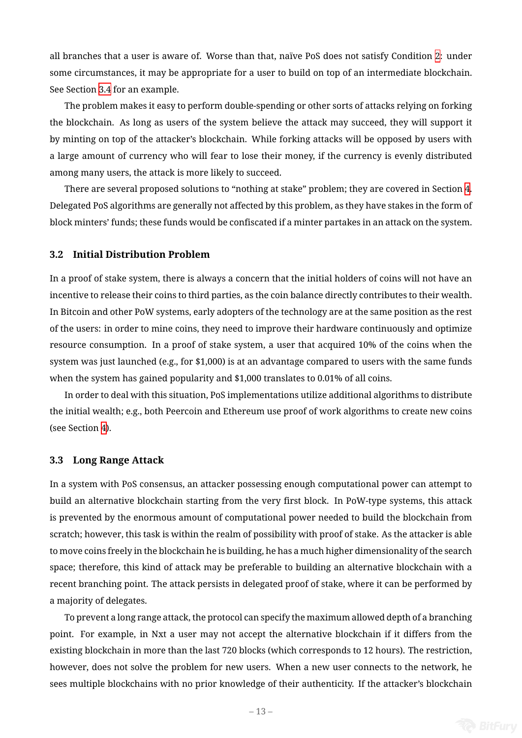all branches that a user is aware of. Worse than that, naïve PoS does not satisfy Condition 2: under some circumstances, it may be appropriate for a user to build on top of an intermediate blockchain. See Section 3.4 for an example.

The problem makes it easy to perform double-spending or other sorts of attacks relying on forking the blockchain. As long as users of the system believe the attack may succeed, they will support it by minting on top of the attacker's blockchain. While forking attacks will be opposed by users with a large amount of currency who will fear to lose their money, if the currency is evenly distributed among many users, the attack is more likely to succeed.

There are several proposed solutions to "nothing at stake" problem; they are covered in Section 4. Delegated PoS algorithms are generally not affected by this problem, as they have stakes in the form of block minters' funds; these funds would be confiscated if a minter partakes in an attack on the system.

### 3.2 Initial Distribution Problem

In a proof of stake system, there is always a concern that the initial holders of coins will not have an incentive to release their coins to third parties, as the coin balance directly contributes to their wealth. In Bitcoin and other PoW systems, early adopters of the technology are at the same position as the rest of the users: in order to mine coins, they need to improve their hardware continuously and optimize resource consumption. In a proof of stake system, a user that acquired 10% of the coins when the system was just launched (e.g., for $1,000) is at an advantage compared to users with the same funds when the system has gained popularity and $1,000 translates to 0.01% of all coins.

In order to deal with this situation, PoS implementations utilize additional algorithms to distribute the initial wealth; e.g., both Peercoin and Ethereum use proof of work algorithms to create new coins (see Section 4).

### 3.3 Long Range Attack

In a system with PoS consensus, an attacker possessing enough computational power can attempt to build an alternative blockchain starting from the very first block. In PoW-type systems, this attack is prevented by the enormous amount of computational power needed to build the blockchain from scratch; however, this task is within the realm of possibility with proof of stake. As the attacker is able to move coins freely in the blockchain he is building, he has a much higher dimensionality of the search space; therefore, this kind of attack may be preferable to building an alternative blockchain with a recent branching point. The attack persists in delegated proof of stake, where it can be performed by a majority of delegates.

To prevent a long range attack, the protocol can specify the maximum allowed depth of a branching point. For example, in Nxt a user may not accept the alternative blockchain if it differs from the existing blockchain in more than the last 720 blocks (which corresponds to 12 hours). The restriction, however, does not solve the problem for new users. When a new user connects to the network, he sees multiple blockchains with no prior knowledge of their authenticity. If the attacker's blockchain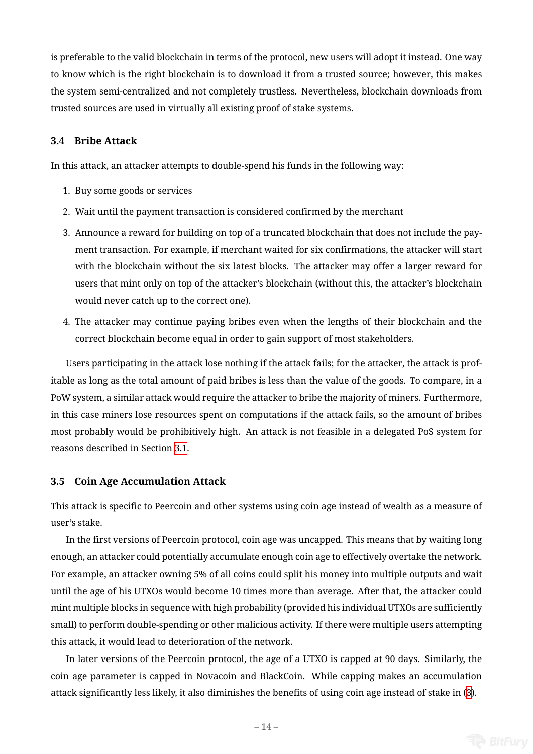is preferable to the valid blockchain in terms of the protocol, new users will adopt it instead. One way to know which is the right blockchain is to download it from a trusted source; however, this makes the system semi-centralized and not completely trustless. Nevertheless, blockchain downloads from trusted sources are used in virtually all existing proof of stake systems.

### 3.4 Bribe Attack

In this attack, an attacker attempts to double-spend his funds in the following way:

1. Buy some goods or services
2. Wait until the payment transaction is considered confirmed by the merchant
3. Announce a reward for building on top of a truncated blockchain that does not include the payment transaction. For example, if merchant waited for six confirmations, the attacker will start with the blockchain without the six latest blocks. The attacker may offer a larger reward for users that mint only on top of the attacker's blockchain (without this, the attacker's blockchain would never catch up to the correct one).
4. The attacker may continue paying bribes even when the lengths of their blockchain and the correct blockchain become equal in order to gain support of most stakeholders.

Users participating in the attack lose nothing if the attack fails; for the attacker, the attack is profitable as long as the total amount of paid bribes is less than the value of the goods. To compare, in a PoW system, a similar attack would require the attacker to bribe the majority of miners. Furthermore, in this case miners lose resources spent on computations if the attack fails, so the amount of bribes most probably would be prohibitively high. An attack is not feasible in a delegated PoS system for reasons described in Section 3.1.

### 3.5 Coin Age Accumulation Attack

This attack is specific to Peercoin and other systems using coin age instead of wealth as a measure of user's stake.

In the first versions of Peercoin protocol, coin age was uncapped. This means that by waiting long enough, an attacker could potentially accumulate enough coin age to effectively overtake the network. For example, an attacker owning 5% of all coins could split his money into multiple outputs and wait until the age of his UTXOs would become 10 times more than average. After that, the attacker could mint multiple blocks in sequence with high probability (provided his individual UTXOs are sufficiently small) to perform double-spending or other malicious activity. If there were multiple users attempting this attack, it would lead to deterioration of the network.

In later versions of the Peercoin protocol, the age of a UTXO is capped at 90 days. Similarly, the coin age parameter is capped in Novacoin and BlackCoin. While capping makes an accumulation attack significantly less likely, it also diminishes the benefits of using coin age instead of stake in (3).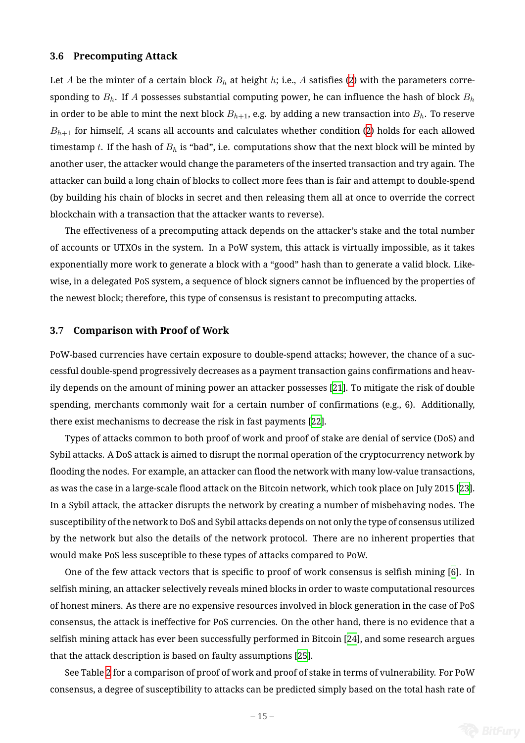### 3.6 Precomputing Attack

Let $A$ be the minter of a certain block $B_h$ at height $h$; i.e., $A$ satisfies (2) with the parameters corresponding to $B_h$. If $A$ possesses substantial computing power, he can influence the hash of block $B_h$ in order to be able to mint the next block $B_{h+1}$, e.g. by adding a new transaction into $B_h$. To reserve $B_{h+1}$ for himself, $A$ scans all accounts and calculates whether condition (2) holds for each allowed timestamp $t$. If the hash of $B_h$ is "bad", i.e. computations show that the next block will be minted by another user, the attacker would change the parameters of the inserted transaction and try again. The attacker can build a long chain of blocks to collect more fees than is fair and attempt to double-spend (by building his chain of blocks in secret and then releasing them all at once to override the correct blockchain with a transaction that the attacker wants to reverse).

The effectiveness of a precomputing attack depends on the attacker's stake and the total number of accounts or UTXOs in the system. In a PoW system, this attack is virtually impossible, as it takes exponentially more work to generate a block with a "good" hash than to generate a valid block. Likewise, in a delegated PoS system, a sequence of block signers cannot be influenced by the properties of the newest block; therefore, this type of consensus is resistant to precomputing attacks.

### 3.7 Comparison with Proof of Work

PoW-based currencies have certain exposure to double-spend attacks; however, the chance of a successful double-spend progressively decreases as a payment transaction gains confirmations and heavily depends on the amount of mining power an attacker possesses [21]. To mitigate the risk of double spending, merchants commonly wait for a certain number of confirmations (e.g., 6). Additionally, there exist mechanisms to decrease the risk in fast payments [22].

Types of attacks common to both proof of work and proof of stake are denial of service (DoS) and Sybil attacks. A DoS attack is aimed to disrupt the normal operation of the cryptocurrency network by flooding the nodes. For example, an attacker can flood the network with many low-value transactions, as was the case in a large-scale flood attack on the Bitcoin network, which took place on July 2015 [23]. In a Sybil attack, the attacker disrupts the network by creating a number of misbehaving nodes. The susceptibility of the network to DoS and Sybil attacks depends on not only the type of consensus utilized by the network but also the details of the network protocol. There are no inherent properties that would make PoS less susceptible to these types of attacks compared to PoW.

One of the few attack vectors that is specific to proof of work consensus is selfish mining [6]. In selfish mining, an attacker selectively reveals mined blocks in order to waste computational resources of honest miners. As there are no expensive resources involved in block generation in the case of PoS consensus, the attack is ineffective for PoS currencies. On the other hand, there is no evidence that a selfish mining attack has ever been successfully performed in Bitcoin [24], and some research argues that the attack description is based on faulty assumptions [25].

See Table 2 for a comparison of proof of work and proof of stake in terms of vulnerability. For PoW consensus, a degree of susceptibility to attacks can be predicted simply based on the total hash rate of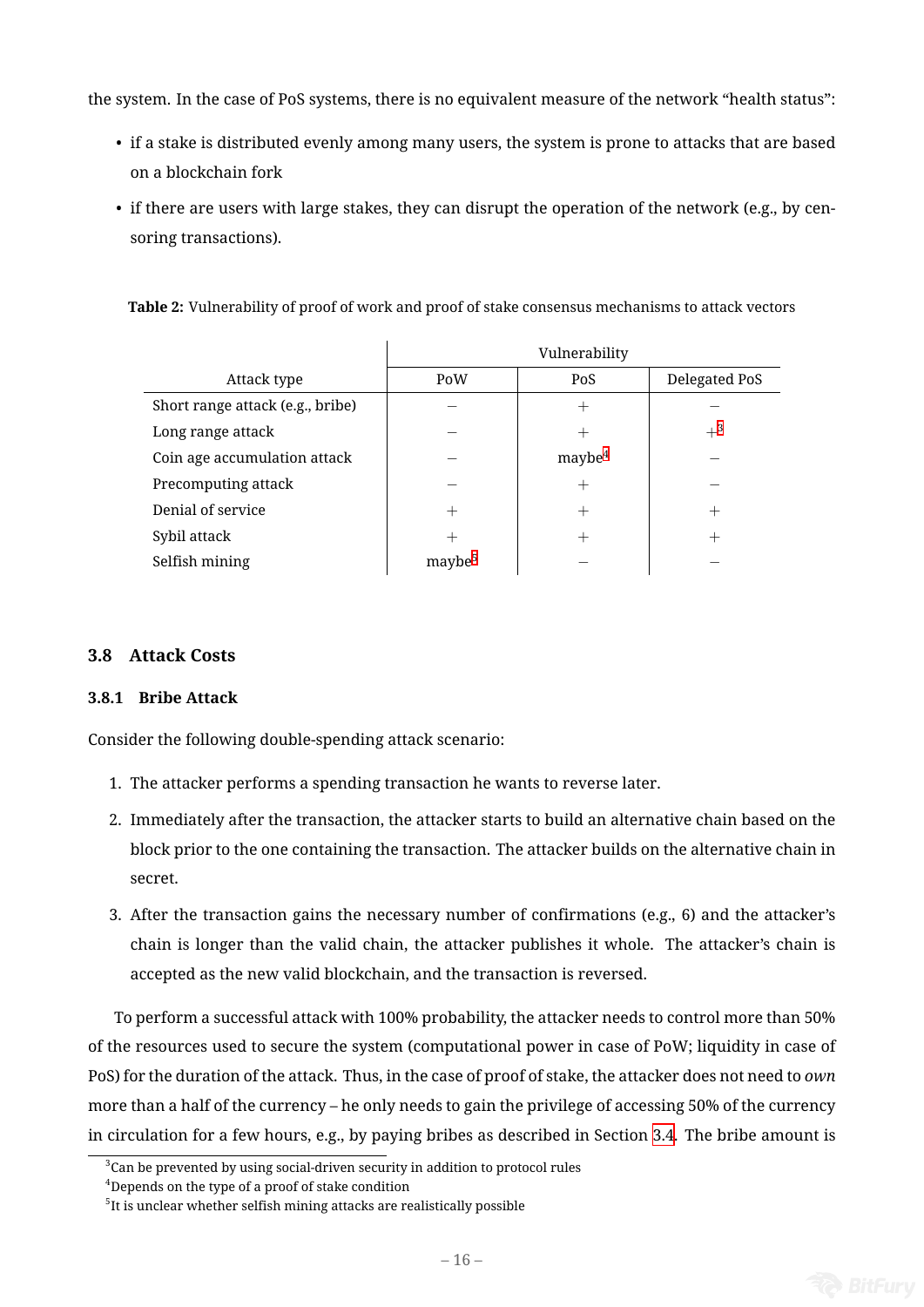the system. In the case of PoS systems, there is no equivalent measure of the network "health status":

- if a stake is distributed evenly among many users, the system is prone to attacks that are based on a blockchain fork
- if there are users with large stakes, they can disrupt the operation of the network (e.g., by censoring transactions).

**Table 2:** Vulnerability of proof of work and proof of stake consensus mechanisms to attack vectors

| Attack type | Vulnerability | | |
|---|---|---|---|
| | PoW | PoS | Delegated PoS |
| Short range attack (e.g., bribe) | − | + | − |
| Long range attack | − | + | +[3] |
| Coin age accumulation attack | − | maybe[4] | − |
| Precomputing attack | − | + | − |
| Denial of service | + | + | + |
| Sybil attack | + | + | + |
| Selfish mining | maybe[5] | − | − |

### 3.8 Attack Costs

#### 3.8.1 Bribe Attack

Consider the following double-spending attack scenario:

1. The attacker performs a spending transaction he wants to reverse later.
2. Immediately after the transaction, the attacker starts to build an alternative chain based on the block prior to the one containing the transaction. The attacker builds on the alternative chain in secret.
3. After the transaction gains the necessary number of confirmations (e.g., 6) and the attacker's chain is longer than the valid chain, the attacker publishes it whole. The attacker's chain is accepted as the new valid blockchain, and the transaction is reversed.

To perform a successful attack with 100% probability, the attacker needs to control more than 50% of the resources used to secure the system (computational power in case of PoW; liquidity in case of PoS) for the duration of the attack. Thus, in the case of proof of stake, the attacker does not need to *own* more than a half of the currency – he only needs to gain the privilege of accessing 50% of the currency in circulation for a few hours, e.g., by paying bribes as described in Section 3.4. The bribe amount is

[3] Can be prevented by using social-driven security in addition to protocol rules

[4] Depends on the type of a proof of stake condition

[5] It is unclear whether selfish mining attacks are realistically possible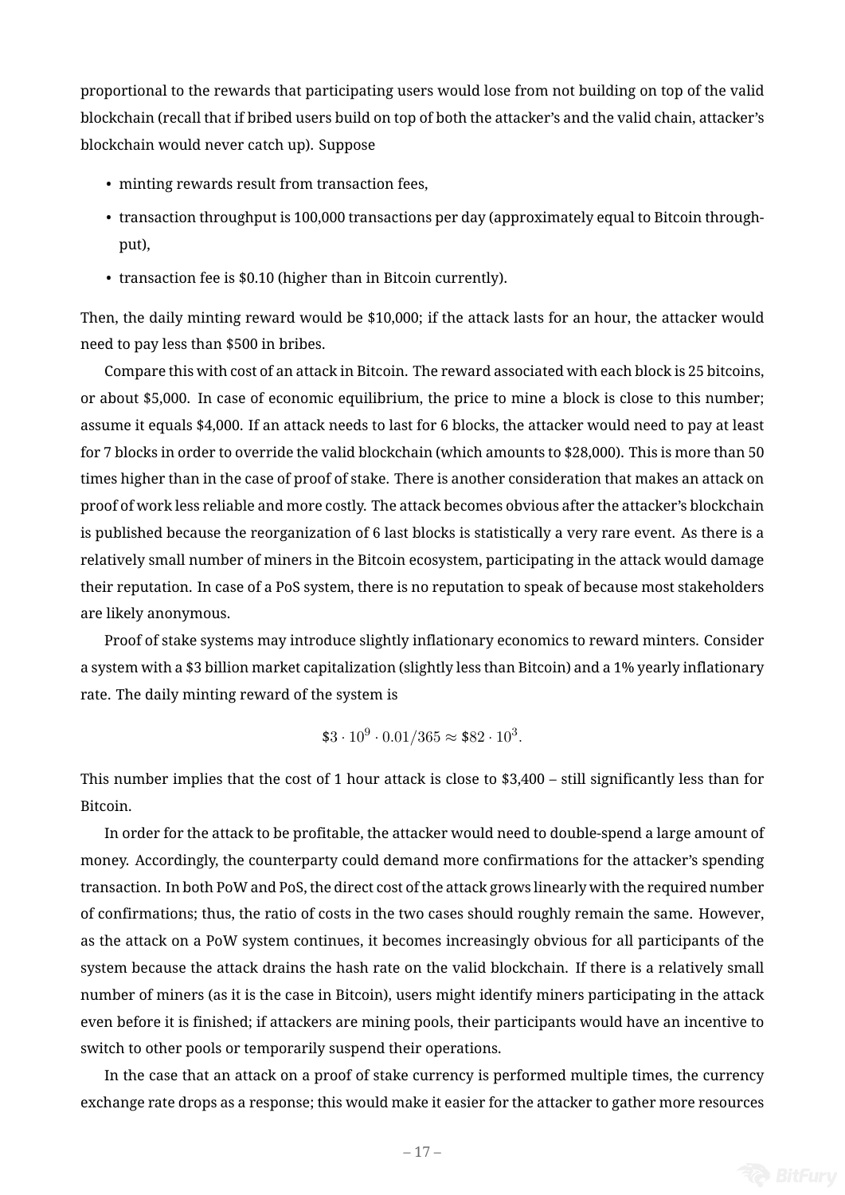proportional to the rewards that participating users would lose from not building on top of the valid blockchain (recall that if bribed users build on top of both the attacker's and the valid chain, attacker's blockchain would never catch up). Suppose

- minting rewards result from transaction fees,
- transaction throughput is 100,000 transactions per day (approximately equal to Bitcoin throughput),
- transaction fee is $0.10 (higher than in Bitcoin currently).

Then, the daily minting reward would be $10,000; if the attack lasts for an hour, the attacker would need to pay less than $500 in bribes.

Compare this with cost of an attack in Bitcoin. The reward associated with each block is 25 bitcoins, or about $5,000. In case of economic equilibrium, the price to mine a block is close to this number; assume it equals $4,000. If an attack needs to last for 6 blocks, the attacker would need to pay at least for 7 blocks in order to override the valid blockchain (which amounts to $28,000). This is more than 50 times higher than in the case of proof of stake. There is another consideration that makes an attack on proof of work less reliable and more costly. The attack becomes obvious after the attacker's blockchain is published because the reorganization of 6 last blocks is statistically a very rare event. As there is a relatively small number of miners in the Bitcoin ecosystem, participating in the attack would damage their reputation. In case of a PoS system, there is no reputation to speak of because most stakeholders are likely anonymous.

Proof of stake systems may introduce slightly inflationary economics to reward minters. Consider a system with a $3 billion market capitalization (slightly less than Bitcoin) and a 1% yearly inflationary rate. The daily minting reward of the system is

$$\$3 \cdot 10^9 \cdot 0.01/365 \approx \$82 \cdot 10^3.$$

This number implies that the cost of 1 hour attack is close to $3,400 – still significantly less than for Bitcoin.

In order for the attack to be profitable, the attacker would need to double-spend a large amount of money. Accordingly, the counterparty could demand more confirmations for the attacker's spending transaction. In both PoW and PoS, the direct cost of the attack grows linearly with the required number of confirmations; thus, the ratio of costs in the two cases should roughly remain the same. However, as the attack on a PoW system continues, it becomes increasingly obvious for all participants of the system because the attack drains the hash rate on the valid blockchain. If there is a relatively small number of miners (as it is the case in Bitcoin), users might identify miners participating in the attack even before it is finished; if attackers are mining pools, their participants would have an incentive to switch to other pools or temporarily suspend their operations.

In the case that an attack on a proof of stake currency is performed multiple times, the currency exchange rate drops as a response; this would make it easier for the attacker to gather more resources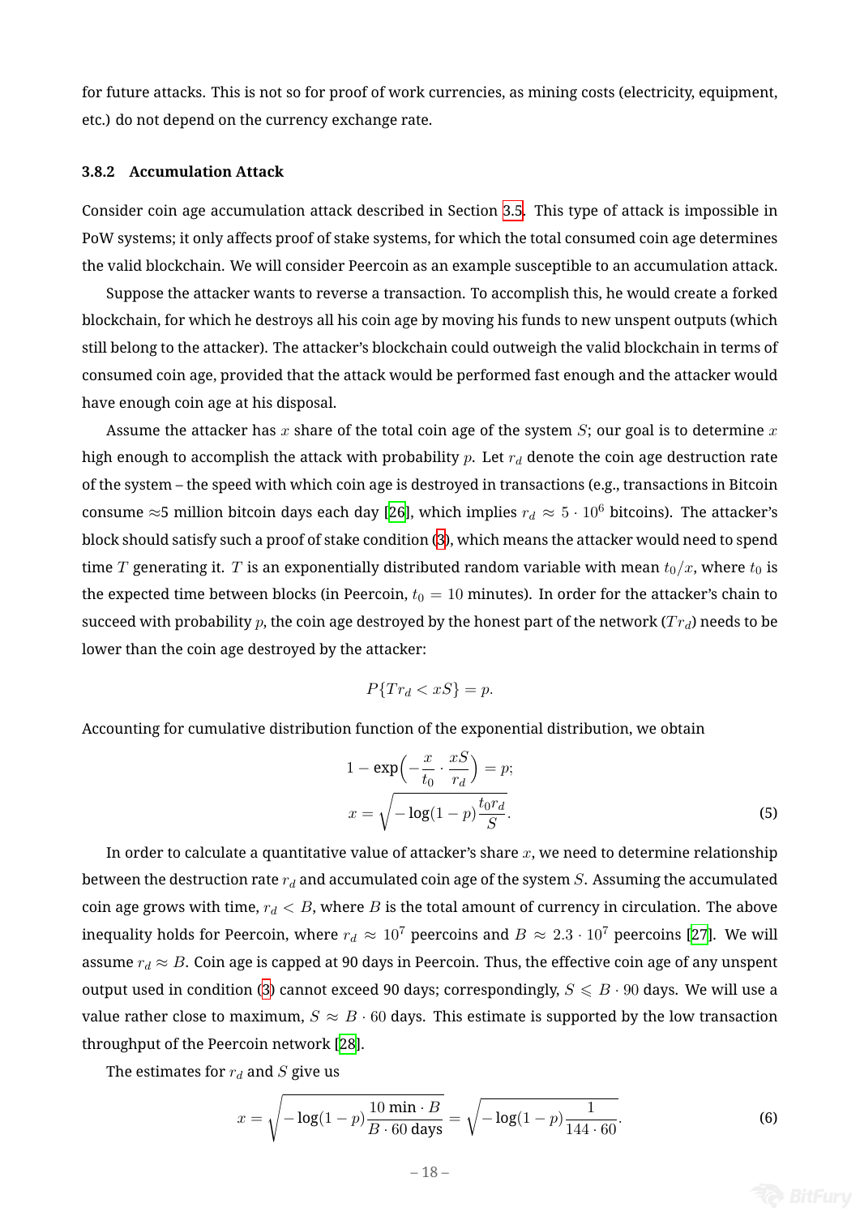for future attacks. This is not so for proof of work currencies, as mining costs (electricity, equipment, etc.) do not depend on the currency exchange rate.

### 3.8.2 Accumulation Attack

Consider coin age accumulation attack described in Section 3.5. This type of attack is impossible in PoW systems; it only affects proof of stake systems, for which the total consumed coin age determines the valid blockchain. We will consider Peercoin as an example susceptible to an accumulation attack.

Suppose the attacker wants to reverse a transaction. To accomplish this, he would create a forked blockchain, for which he destroys all his coin age by moving his funds to new unspent outputs (which still belong to the attacker). The attacker's blockchain could outweigh the valid blockchain in terms of consumed coin age, provided that the attack would be performed fast enough and the attacker would have enough coin age at his disposal.

Assume the attacker has $x$ share of the total coin age of the system $S$; our goal is to determine $x$ high enough to accomplish the attack with probability $p$. Let $r_d$ denote the coin age destruction rate of the system – the speed with which coin age is destroyed in transactions (e.g., transactions in Bitcoin consume ≈5 million bitcoin days each day [26], which implies $r_d \approx 5 \cdot 10^6$ bitcoins). The attacker's block should satisfy such a proof of stake condition (3), which means the attacker would need to spend time $T$ generating it. $T$ is an exponentially distributed random variable with mean $t_0/x$, where $t_0$ is the expected time between blocks (in Peercoin, $t_0 = 10$ minutes). In order for the attacker's chain to succeed with probability $p$, the coin age destroyed by the honest part of the network ($Tr_d$) needs to be lower than the coin age destroyed by the attacker:

$$P\{Tr_d < xS\} = p.$$

Accounting for cumulative distribution function of the exponential distribution, we obtain

$$1 - \exp\Big(-\frac{x}{t_0} \cdot \frac{xS}{r_d}\Big) = p;$$

$$x = \sqrt{-\log(1-p)\frac{t_0 r_d}{S}}. \tag{5}$$

In order to calculate a quantitative value of attacker's share $x$, we need to determine relationship between the destruction rate $r_d$ and accumulated coin age of the system $S$. Assuming the accumulated coin age grows with time, $r_d < B$, where $B$ is the total amount of currency in circulation. The above inequality holds for Peercoin, where $r_d \approx 10^7$ peercoins and $B \approx 2.3 \cdot 10^7$ peercoins [27]. We will assume $r_d \approx B$. Coin age is capped at 90 days in Peercoin. Thus, the effective coin age of any unspent output used in condition (3) cannot exceed 90 days; correspondingly, $S \leqslant B \cdot 90$ days. We will use a value rather close to maximum, $S \approx B \cdot 60$ days. This estimate is supported by the low transaction throughput of the Peercoin network [28].

The estimates for $r_d$ and $S$ give us

$$x = \sqrt{-\log(1-p)\frac{10 \text{ min} \cdot B}{B \cdot 60 \text{ days}}} = \sqrt{-\log(1-p)\frac{1}{144 \cdot 60}}. \tag{6}$$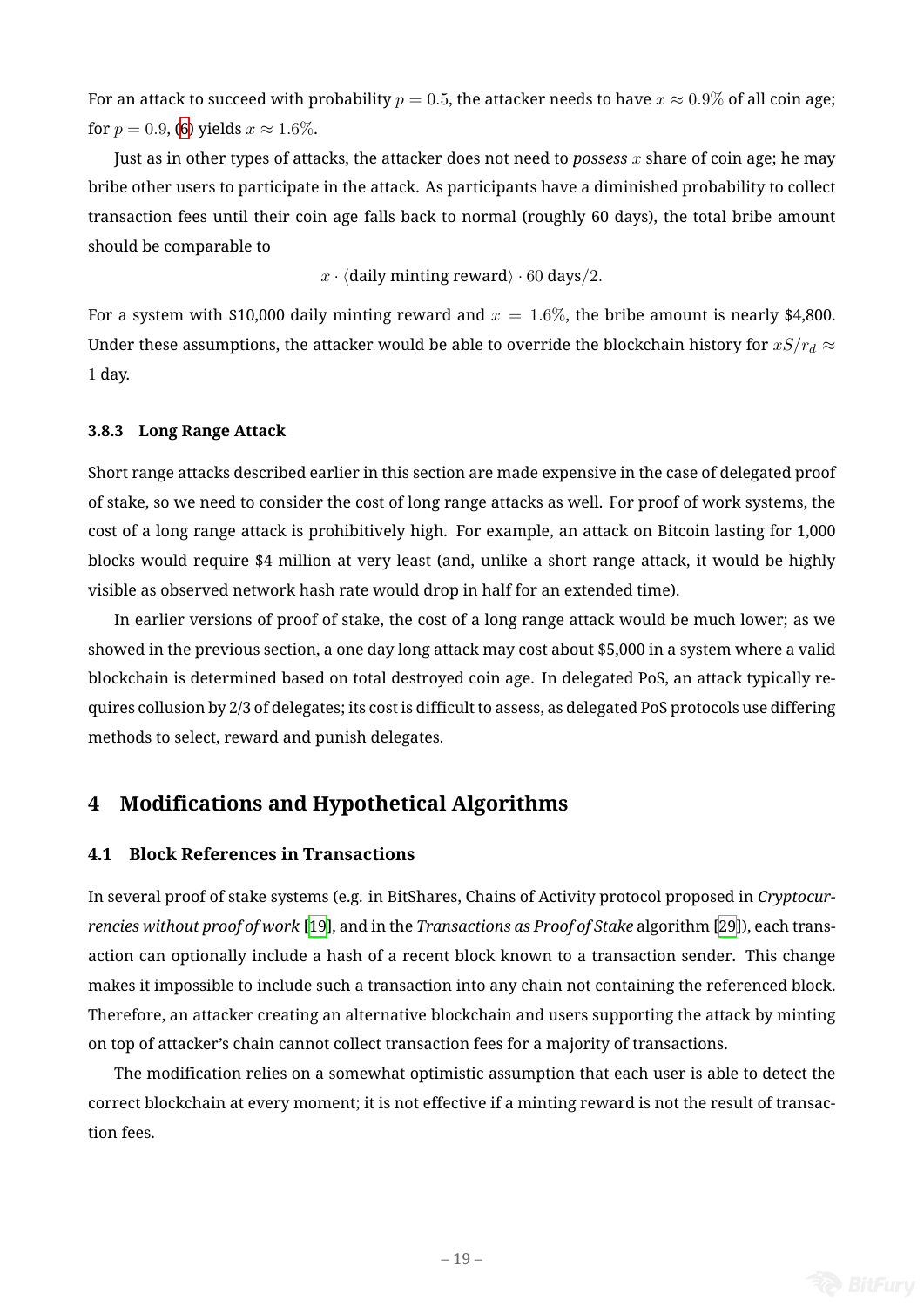For an attack to succeed with probability $p = 0.5$, the attacker needs to have $x \approx 0.9\%$ of all coin age; for $p = 0.9$, (6) yields $x \approx 1.6\%$.

Just as in other types of attacks, the attacker does not need to *possess* $x$ share of coin age; he may bribe other users to participate in the attack. As participants have a diminished probability to collect transaction fees until their coin age falls back to normal (roughly 60 days), the total bribe amount should be comparable to

$$x \cdot \langle \text{daily minting reward} \rangle \cdot 60 \text{ days}/2.$$

For a system with \$10,000 daily minting reward and $x = 1.6\%$, the bribe amount is nearly \$4,800. Under these assumptions, the attacker would be able to override the blockchain history for $xS/r_d \approx 1$ day.

### 3.8.3 Long Range Attack

Short range attacks described earlier in this section are made expensive in the case of delegated proof of stake, so we need to consider the cost of long range attacks as well. For proof of work systems, the cost of a long range attack is prohibitively high. For example, an attack on Bitcoin lasting for 1,000 blocks would require \$4 million at very least (and, unlike a short range attack, it would be highly visible as observed network hash rate would drop in half for an extended time).

In earlier versions of proof of stake, the cost of a long range attack would be much lower; as we showed in the previous section, a one day long attack may cost about \$5,000 in a system where a valid blockchain is determined based on total destroyed coin age. In delegated PoS, an attack typically requires collusion by 2/3 of delegates; its cost is difficult to assess, as delegated PoS protocols use differing methods to select, reward and punish delegates.

# 4 Modifications and Hypothetical Algorithms

## 4.1 Block References in Transactions

In several proof of stake systems (e.g. in BitShares, Chains of Activity protocol proposed in *Cryptocurrencies without proof of work* [19], and in the *Transactions as Proof of Stake* algorithm [29]), each transaction can optionally include a hash of a recent block known to a transaction sender. This change makes it impossible to include such a transaction into any chain not containing the referenced block. Therefore, an attacker creating an alternative blockchain and users supporting the attack by minting on top of attacker's chain cannot collect transaction fees for a majority of transactions.

The modification relies on a somewhat optimistic assumption that each user is able to detect the correct blockchain at every moment; it is not effective if a minting reward is not the result of transaction fees.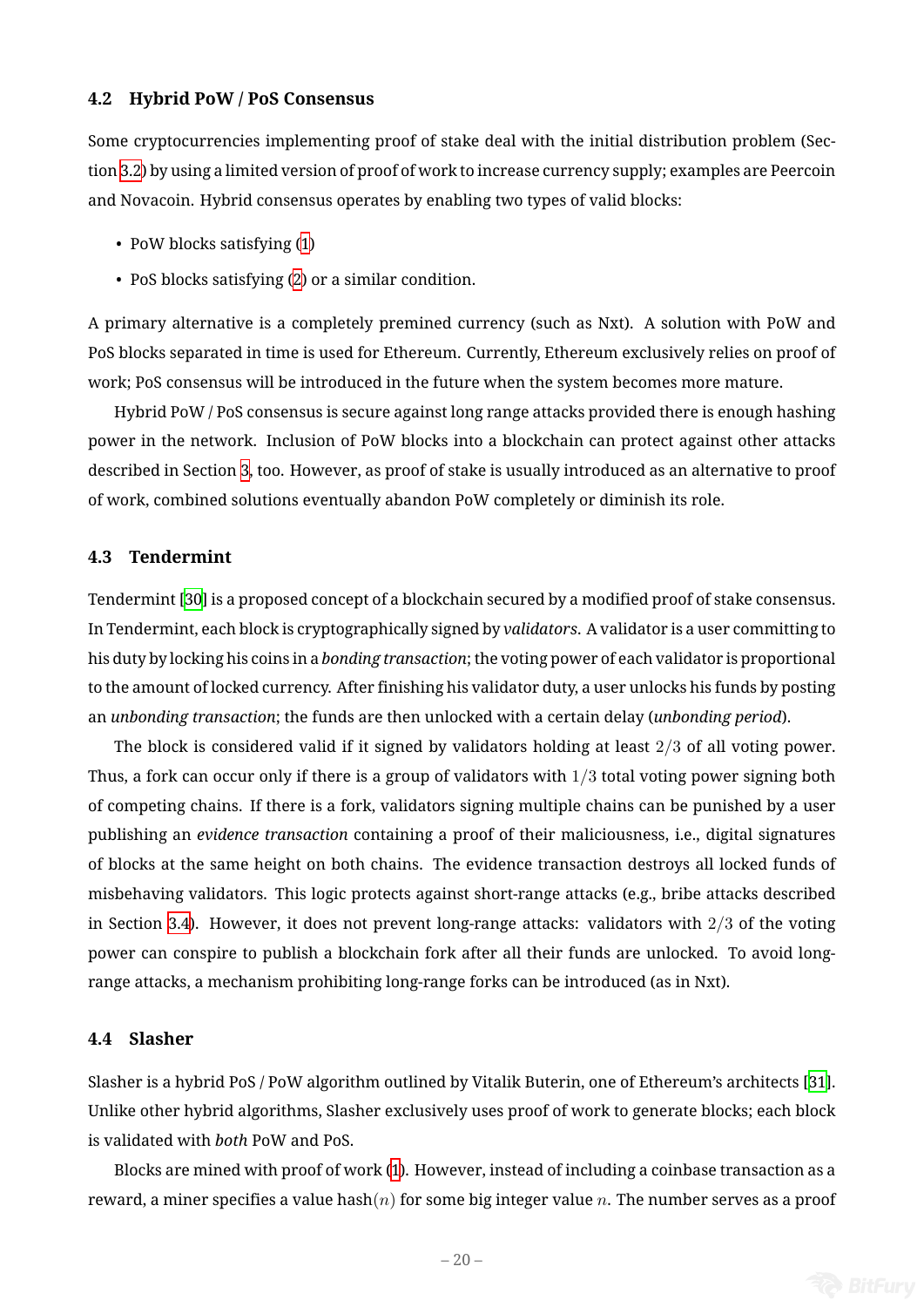### 4.2 Hybrid PoW / PoS Consensus

Some cryptocurrencies implementing proof of stake deal with the initial distribution problem (Section 3.2) by using a limited version of proof of work to increase currency supply; examples are Peercoin and Novacoin. Hybrid consensus operates by enabling two types of valid blocks:

- PoW blocks satisfying (1)
- PoS blocks satisfying (2) or a similar condition.

A primary alternative is a completely premined currency (such as Nxt). A solution with PoW and PoS blocks separated in time is used for Ethereum. Currently, Ethereum exclusively relies on proof of work; PoS consensus will be introduced in the future when the system becomes more mature.

Hybrid PoW / PoS consensus is secure against long range attacks provided there is enough hashing power in the network. Inclusion of PoW blocks into a blockchain can protect against other attacks described in Section 3, too. However, as proof of stake is usually introduced as an alternative to proof of work, combined solutions eventually abandon PoW completely or diminish its role.

### 4.3 Tendermint

Tendermint [30] is a proposed concept of a blockchain secured by a modified proof of stake consensus. In Tendermint, each block is cryptographically signed by *validators*. A validator is a user committing to his duty by locking his coins in a *bonding transaction*; the voting power of each validator is proportional to the amount of locked currency. After finishing his validator duty, a user unlocks his funds by posting an *unbonding transaction*; the funds are then unlocked with a certain delay (*unbonding period*).

The block is considered valid if it signed by validators holding at least $2/3$ of all voting power. Thus, a fork can occur only if there is a group of validators with $1/3$ total voting power signing both of competing chains. If there is a fork, validators signing multiple chains can be punished by a user publishing an *evidence transaction* containing a proof of their maliciousness, i.e., digital signatures of blocks at the same height on both chains. The evidence transaction destroys all locked funds of misbehaving validators. This logic protects against short-range attacks (e.g., bribe attacks described in Section 3.4). However, it does not prevent long-range attacks: validators with $2/3$ of the voting power can conspire to publish a blockchain fork after all their funds are unlocked. To avoid long-range attacks, a mechanism prohibiting long-range forks can be introduced (as in Nxt).

### 4.4 Slasher

Slasher is a hybrid PoS / PoW algorithm outlined by Vitalik Buterin, one of Ethereum's architects [31]. Unlike other hybrid algorithms, Slasher exclusively uses proof of work to generate blocks; each block is validated with *both* PoW and PoS.

Blocks are mined with proof of work (1). However, instead of including a coinbase transaction as a reward, a miner specifies a value $\text{hash}(n)$ for some big integer value $n$. The number serves as a proof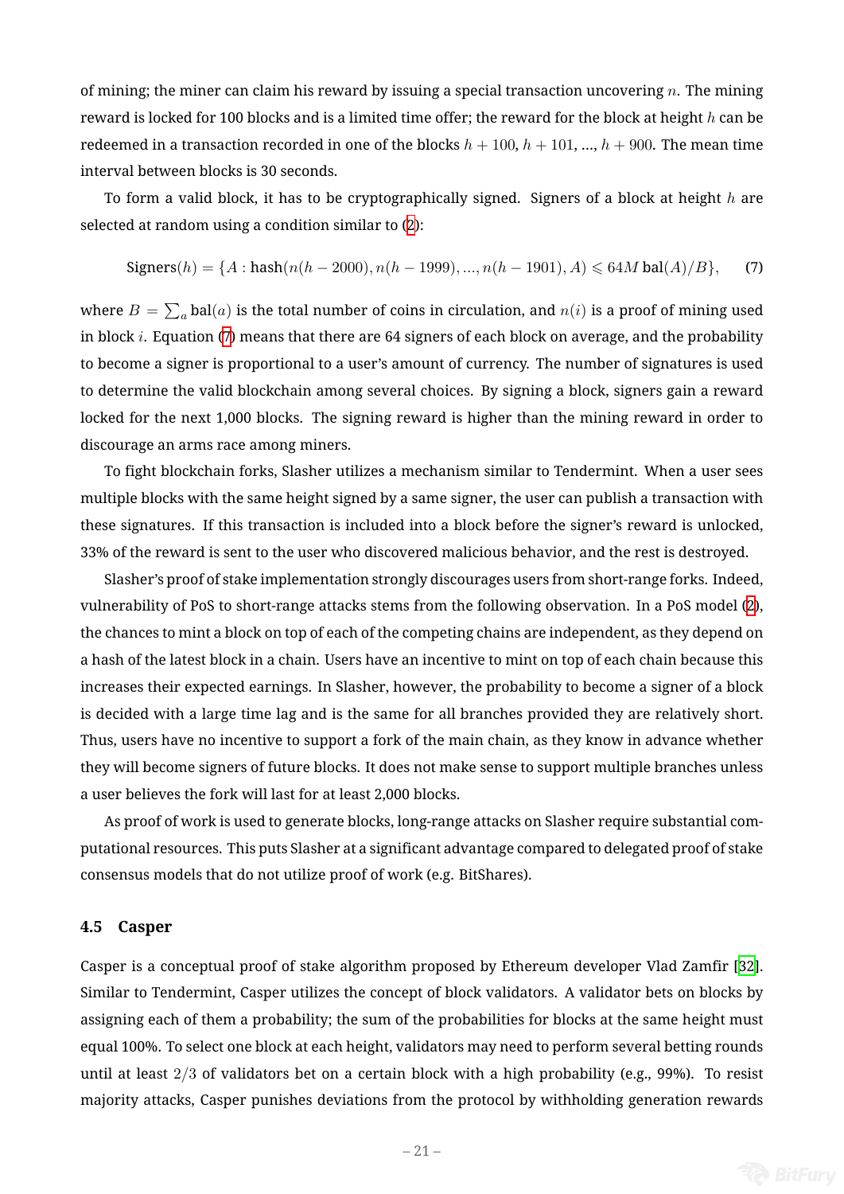of mining; the miner can claim his reward by issuing a special transaction uncovering $n$. The mining reward is locked for 100 blocks and is a limited time offer; the reward for the block at height $h$ can be redeemed in a transaction recorded in one of the blocks $h + 100$, $h + 101$, ..., $h + 900$. The mean time interval between blocks is 30 seconds.

To form a valid block, it has to be cryptographically signed. Signers of a block at height $h$ are selected at random using a condition similar to (2):

$$\text{Signers}(h) = \{A : \text{hash}(n(h - 2000), n(h - 1999), ..., n(h - 1901), A) \leqslant 64M\,\text{bal}(A)/B\}, \tag{7}$$

where $B = \sum_a \text{bal}(a)$ is the total number of coins in circulation, and $n(i)$ is a proof of mining used in block $i$. Equation (7) means that there are 64 signers of each block on average, and the probability to become a signer is proportional to a user's amount of currency. The number of signatures is used to determine the valid blockchain among several choices. By signing a block, signers gain a reward locked for the next 1,000 blocks. The signing reward is higher than the mining reward in order to discourage an arms race among miners.

To fight blockchain forks, Slasher utilizes a mechanism similar to Tendermint. When a user sees multiple blocks with the same height signed by a same signer, the user can publish a transaction with these signatures. If this transaction is included into a block before the signer's reward is unlocked, 33% of the reward is sent to the user who discovered malicious behavior, and the rest is destroyed.

Slasher's proof of stake implementation strongly discourages users from short-range forks. Indeed, vulnerability of PoS to short-range attacks stems from the following observation. In a PoS model (2), the chances to mint a block on top of each of the competing chains are independent, as they depend on a hash of the latest block in a chain. Users have an incentive to mint on top of each chain because this increases their expected earnings. In Slasher, however, the probability to become a signer of a block is decided with a large time lag and is the same for all branches provided they are relatively short. Thus, users have no incentive to support a fork of the main chain, as they know in advance whether they will become signers of future blocks. It does not make sense to support multiple branches unless a user believes the fork will last for at least 2,000 blocks.

As proof of work is used to generate blocks, long-range attacks on Slasher require substantial computational resources. This puts Slasher at a significant advantage compared to delegated proof of stake consensus models that do not utilize proof of work (e.g. BitShares).

### 4.5 Casper

Casper is a conceptual proof of stake algorithm proposed by Ethereum developer Vlad Zamfir [32]. Similar to Tendermint, Casper utilizes the concept of block validators. A validator bets on blocks by assigning each of them a probability; the sum of the probabilities for blocks at the same height must equal 100%. To select one block at each height, validators may need to perform several betting rounds until at least $2/3$ of validators bet on a certain block with a high probability (e.g., 99%). To resist majority attacks, Casper punishes deviations from the protocol by withholding generation rewards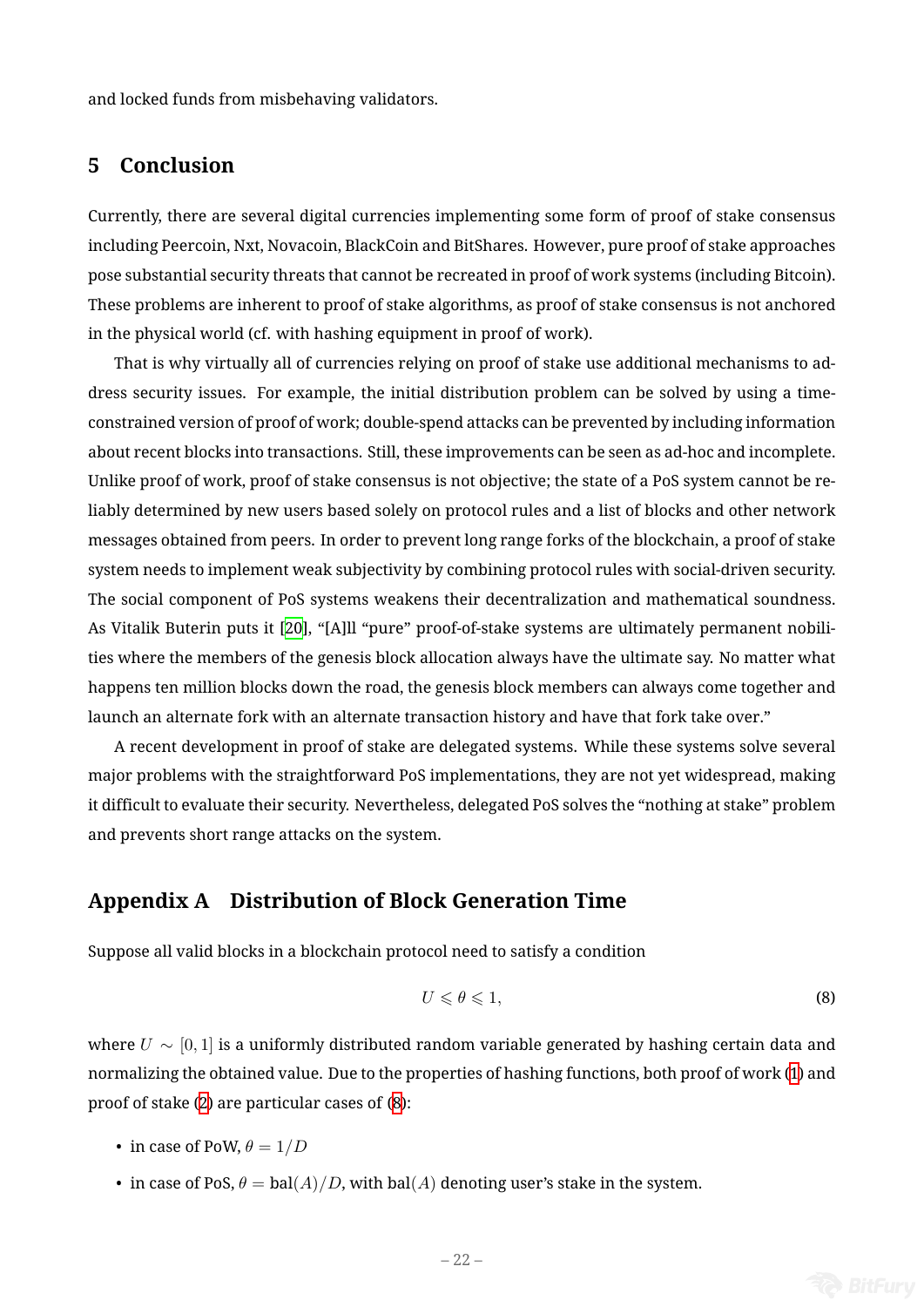and locked funds from misbehaving validators.

## 5 Conclusion

Currently, there are several digital currencies implementing some form of proof of stake consensus including Peercoin, Nxt, Novacoin, BlackCoin and BitShares. However, pure proof of stake approaches pose substantial security threats that cannot be recreated in proof of work systems (including Bitcoin). These problems are inherent to proof of stake algorithms, as proof of stake consensus is not anchored in the physical world (cf. with hashing equipment in proof of work).

That is why virtually all of currencies relying on proof of stake use additional mechanisms to address security issues. For example, the initial distribution problem can be solved by using a time-constrained version of proof of work; double-spend attacks can be prevented by including information about recent blocks into transactions. Still, these improvements can be seen as ad-hoc and incomplete. Unlike proof of work, proof of stake consensus is not objective; the state of a PoS system cannot be reliably determined by new users based solely on protocol rules and a list of blocks and other network messages obtained from peers. In order to prevent long range forks of the blockchain, a proof of stake system needs to implement weak subjectivity by combining protocol rules with social-driven security. The social component of PoS systems weakens their decentralization and mathematical soundness. As Vitalik Buterin puts it [20], “[A]ll “pure” proof-of-stake systems are ultimately permanent nobilities where the members of the genesis block allocation always have the ultimate say. No matter what happens ten million blocks down the road, the genesis block members can always come together and launch an alternate fork with an alternate transaction history and have that fork take over.”

A recent development in proof of stake are delegated systems. While these systems solve several major problems with the straightforward PoS implementations, they are not yet widespread, making it difficult to evaluate their security. Nevertheless, delegated PoS solves the “nothing at stake” problem and prevents short range attacks on the system.

## Appendix A Distribution of Block Generation Time

Suppose all valid blocks in a blockchain protocol need to satisfy a condition

$$U \leqslant \theta \leqslant 1, \tag{8}$$

where $U \sim [0, 1]$ is a uniformly distributed random variable generated by hashing certain data and normalizing the obtained value. Due to the properties of hashing functions, both proof of work (1) and proof of stake (2) are particular cases of (8):

- in case of PoW, $\theta = 1/D$
- in case of PoS, $\theta = \text{bal}(A)/D$, with $\text{bal}(A)$ denoting user’s stake in the system.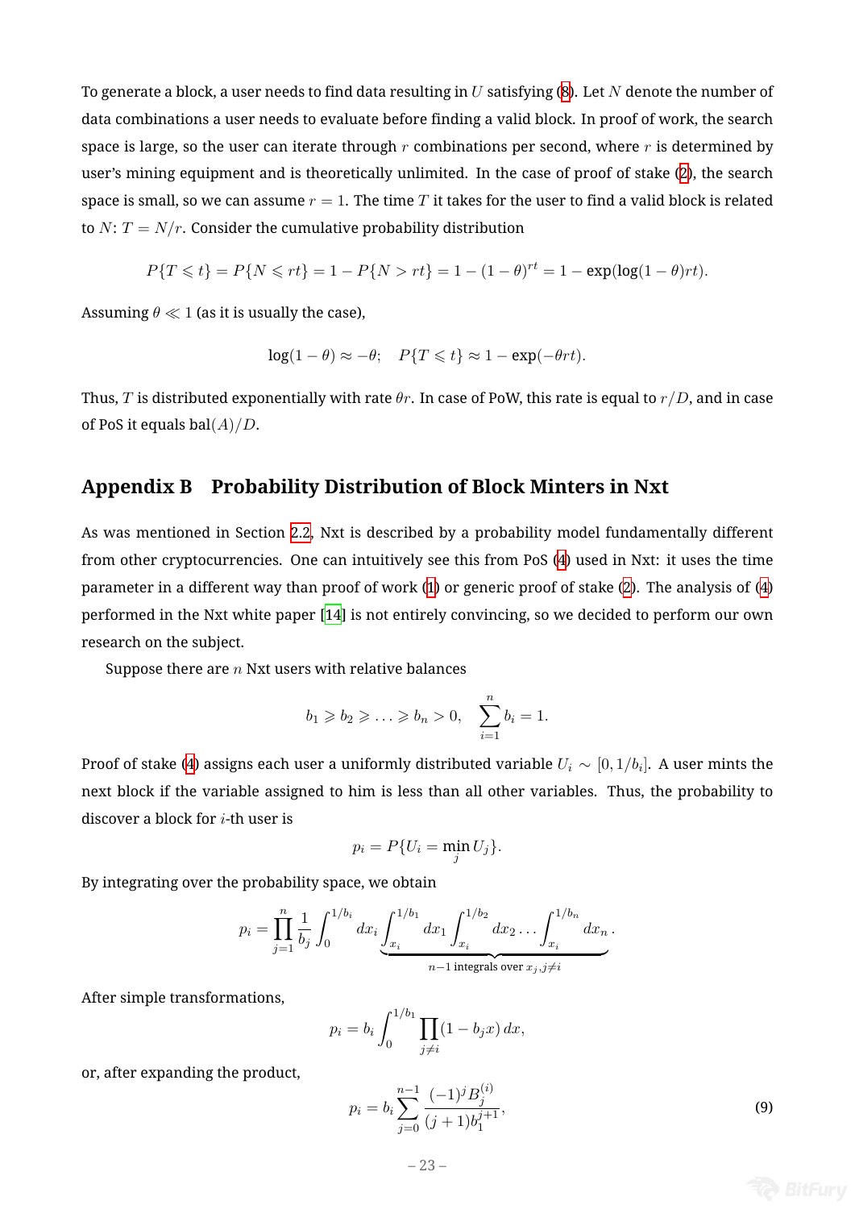To generate a block, a user needs to find data resulting in $U$ satisfying (8). Let $N$ denote the number of data combinations a user needs to evaluate before finding a valid block. In proof of work, the search space is large, so the user can iterate through $r$ combinations per second, where $r$ is determined by user's mining equipment and is theoretically unlimited. In the case of proof of stake (2), the search space is small, so we can assume $r = 1$. The time $T$ it takes for the user to find a valid block is related to $N$: $T = N/r$. Consider the cumulative probability distribution

$$P\{T \leqslant t\} = P\{N \leqslant rt\} = 1 - P\{N > rt\} = 1 - (1-\theta)^{rt} = 1 - \exp(\log(1-\theta)rt).$$

Assuming $\theta \ll 1$ (as it is usually the case),

$$\log(1-\theta) \approx -\theta; \quad P\{T \leqslant t\} \approx 1 - \exp(-\theta r t).$$

Thus, $T$ is distributed exponentially with rate $\theta r$. In case of PoW, this rate is equal to $r/D$, and in case of PoS it equals $\mathrm{bal}(A)/D$.

## Appendix B Probability Distribution of Block Minters in Nxt

As was mentioned in Section 2.2, Nxt is described by a probability model fundamentally different from other cryptocurrencies. One can intuitively see this from PoS (4) used in Nxt: it uses the time parameter in a different way than proof of work (1) or generic proof of stake (2). The analysis of (4) performed in the Nxt white paper [14] is not entirely convincing, so we decided to perform our own research on the subject.

Suppose there are $n$ Nxt users with relative balances

$$b_1 \geqslant b_2 \geqslant \ldots \geqslant b_n > 0, \quad \sum_{i=1}^{n} b_i = 1.$$

Proof of stake (4) assigns each user a uniformly distributed variable $U_i \sim [0, 1/b_i]$. A user mints the next block if the variable assigned to him is less than all other variables. Thus, the probability to discover a block for $i$-th user is

$$p_i = P\{U_i = \min_j U_j\}.$$

By integrating over the probability space, we obtain

$$p_i = \prod_{j=1}^{n} \frac{1}{b_j} \int_0^{1/b_i} dx_i \underbrace{\int_{x_i}^{1/b_1} dx_1 \int_{x_i}^{1/b_2} dx_2 \ldots \int_{x_i}^{1/b_n} dx_n}_{n-1 \text{ integrals over } x_j, j \neq i}.$$

After simple transformations,

$$p_i = b_i \int_0^{1/b_1} \prod_{j \neq i} (1 - b_j x)\, dx,$$

or, after expanding the product,

$$p_i = b_i \sum_{j=0}^{n-1} \frac{(-1)^j B_j^{(i)}}{(j+1) b_1^{j+1}}, \tag{9}$$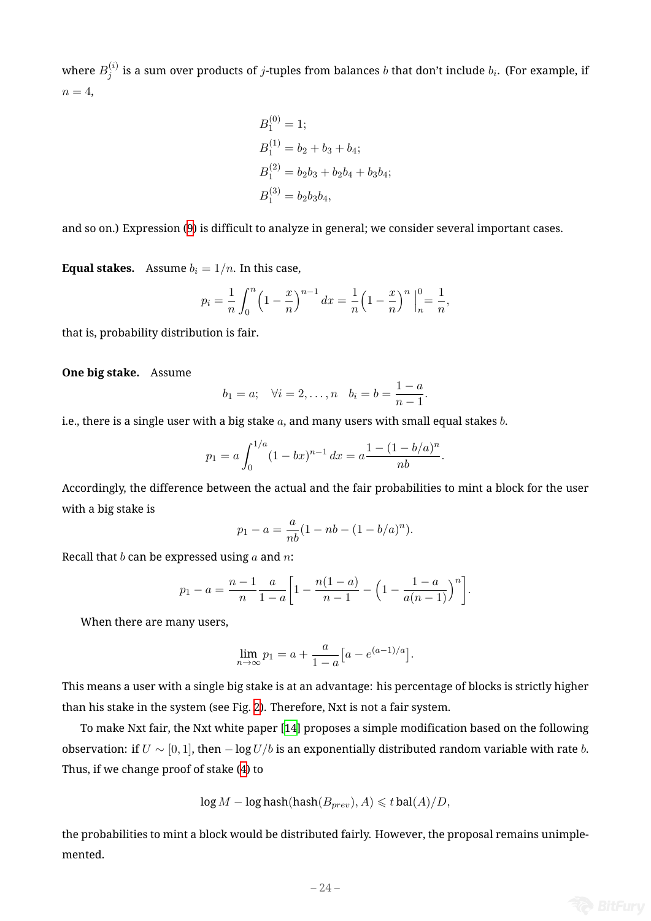where $B_j^{(i)}$ is a sum over products of $j$-tuples from balances $b$ that don't include $b_i$. (For example, if $n = 4$,

$$
\begin{aligned}
B_1^{(0)} &= 1; \\
B_1^{(1)} &= b_2 + b_3 + b_4; \\
B_1^{(2)} &= b_2 b_3 + b_2 b_4 + b_3 b_4; \\
B_1^{(3)} &= b_2 b_3 b_4,
\end{aligned}
$$

and so on.) Expression (9) is difficult to analyze in general; we consider several important cases.

**Equal stakes.** Assume $b_i = 1/n$. In this case,

$$
p_i = \frac{1}{n} \int_0^n \left(1 - \frac{x}{n}\right)^{n-1} dx = \frac{1}{n} \left(1 - \frac{x}{n}\right)^n \Big|_n^0 = \frac{1}{n},
$$

that is, probability distribution is fair.

**One big stake.** Assume

$$
b_1 = a; \quad \forall i = 2, \ldots, n \quad b_i = b = \frac{1-a}{n-1}.
$$

i.e., there is a single user with a big stake $a$, and many users with small equal stakes $b$.

$$
p_1 = a \int_0^{1/a} (1 - bx)^{n-1} \, dx = a \frac{1 - (1 - b/a)^n}{nb}.
$$

Accordingly, the difference between the actual and the fair probabilities to mint a block for the user with a big stake is

$$
p_1 - a = \frac{a}{nb} (1 - nb - (1 - b/a)^n).
$$

Recall that $b$ can be expressed using $a$ and $n$:

$$
p_1 - a = \frac{n-1}{n} \frac{a}{1-a} \left[ 1 - \frac{n(1-a)}{n-1} - \left(1 - \frac{1-a}{a(n-1)}\right)^n \right].
$$

When there are many users,

$$
\lim_{n \to \infty} p_1 = a + \frac{a}{1-a} \left[ a - e^{(a-1)/a} \right].
$$

This means a user with a single big stake is at an advantage: his percentage of blocks is strictly higher than his stake in the system (see Fig. 2). Therefore, Nxt is not a fair system.

To make Nxt fair, the Nxt white paper [14] proposes a simple modification based on the following observation: if $U \sim [0, 1]$, then $-\log U/b$ is an exponentially distributed random variable with rate $b$. Thus, if we change proof of stake (4) to

$$
\log M - \log \mathrm{hash}(\mathrm{hash}(B_{prev}), A) \leqslant t \, \mathrm{bal}(A)/D,
$$

the probabilities to mint a block would be distributed fairly. However, the proposal remains unimplemented.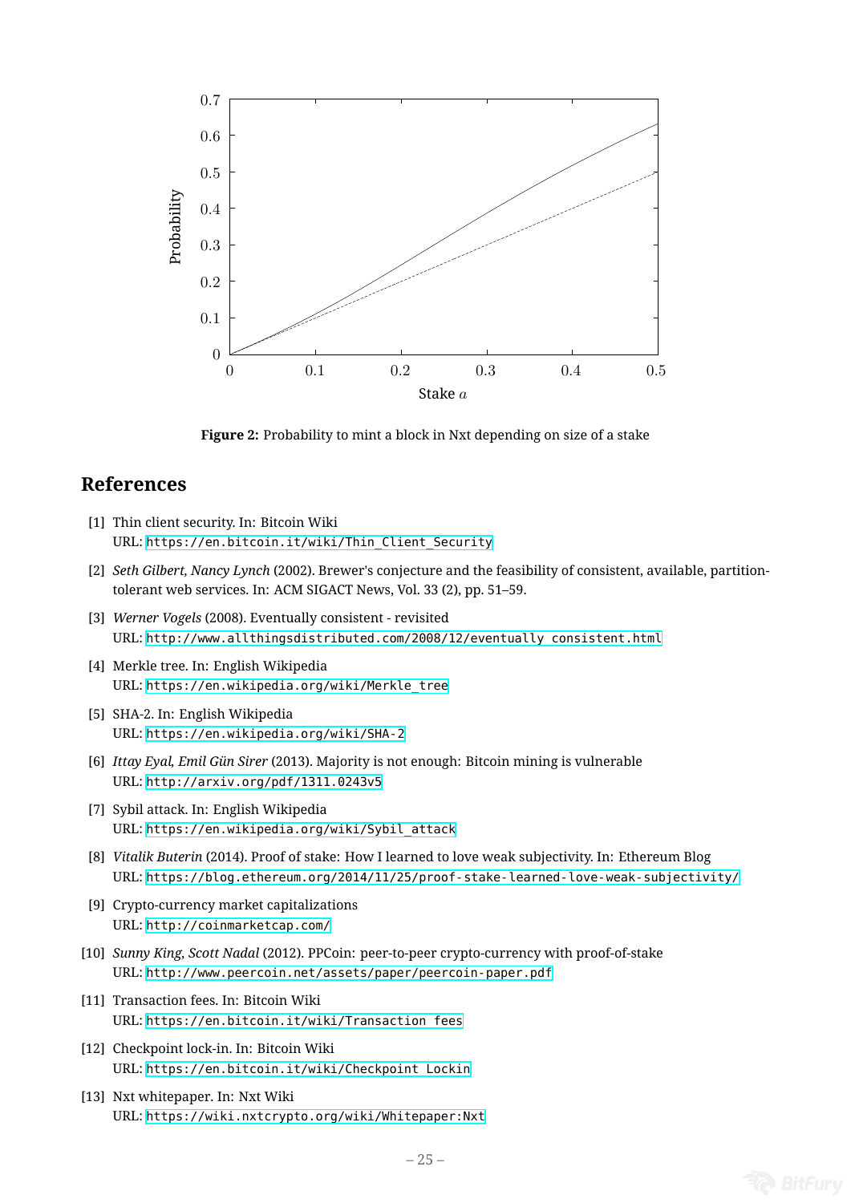Figure 2: Probability to mint a block in Nxt depending on size of a stake

## References

[1] Thin client security. In: Bitcoin Wiki
URL: https://en.bitcoin.it/wiki/Thin_Client_Security

[2] *Seth Gilbert, Nancy Lynch* (2002). Brewer's conjecture and the feasibility of consistent, available, partition-tolerant web services. In: ACM SIGACT News, Vol. 33 (2), pp. 51–59.

[3] *Werner Vogels* (2008). Eventually consistent - revisited
URL: http://www.allthingsdistributed.com/2008/12/eventually_consistent.html

[4] Merkle tree. In: English Wikipedia
URL: https://en.wikipedia.org/wiki/Merkle_tree

[5] SHA-2. In: English Wikipedia
URL: https://en.wikipedia.org/wiki/SHA-2

[6] *Ittay Eyal, Emil Gün Sirer* (2013). Majority is not enough: Bitcoin mining is vulnerable
URL: http://arxiv.org/pdf/1311.0243v5

[7] Sybil attack. In: English Wikipedia
URL: https://en.wikipedia.org/wiki/Sybil_attack

[8] *Vitalik Buterin* (2014). Proof of stake: How I learned to love weak subjectivity. In: Ethereum Blog
URL: https://blog.ethereum.org/2014/11/25/proof-stake-learned-love-weak-subjectivity/

[9] Crypto-currency market capitalizations
URL: http://coinmarketcap.com/

[10] *Sunny King, Scott Nadal* (2012). PPCoin: peer-to-peer crypto-currency with proof-of-stake
URL: http://www.peercoin.net/assets/paper/peercoin-paper.pdf

[11] Transaction fees. In: Bitcoin Wiki
URL: https://en.bitcoin.it/wiki/Transaction_fees

[12] Checkpoint lock-in. In: Bitcoin Wiki
URL: https://en.bitcoin.it/wiki/Checkpoint_Lockin

[13] Nxt whitepaper. In: Nxt Wiki
URL: https://wiki.nxtcrypto.org/wiki/Whitepaper:Nxt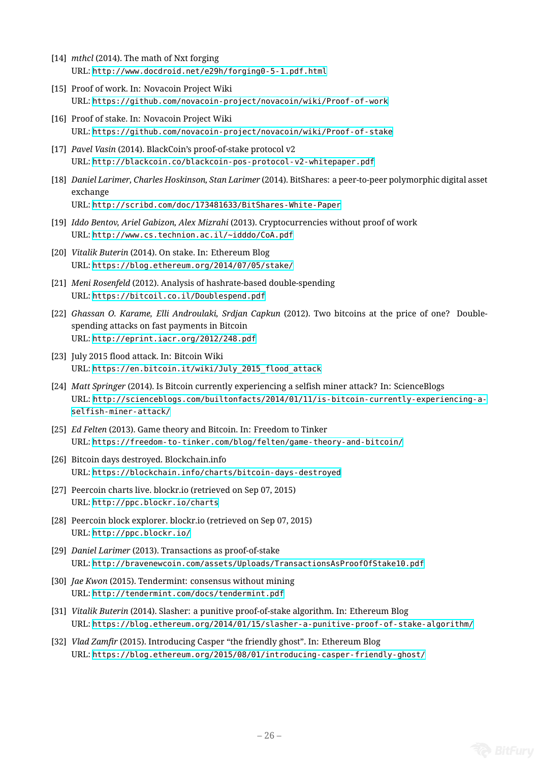[14] *mthcl* (2014). The math of Nxt forging
URL: http://www.docdroid.net/e29h/forging0-5-1.pdf.html

[15] Proof of work. In: Novacoin Project Wiki
URL: https://github.com/novacoin-project/novacoin/wiki/Proof-of-work

[16] Proof of stake. In: Novacoin Project Wiki
URL: https://github.com/novacoin-project/novacoin/wiki/Proof-of-stake

[17] *Pavel Vasin* (2014). BlackCoin's proof-of-stake protocol v2
URL: http://blackcoin.co/blackcoin-pos-protocol-v2-whitepaper.pdf

[18] *Daniel Larimer, Charles Hoskinson, Stan Larimer* (2014). BitShares: a peer-to-peer polymorphic digital asset exchange
URL: http://scribd.com/doc/173481633/BitShares-White-Paper

[19] *Iddo Bentov, Ariel Gabizon, Alex Mizrahi* (2013). Cryptocurrencies without proof of work
URL: http://www.cs.technion.ac.il/~idddo/CoA.pdf

[20] *Vitalik Buterin* (2014). On stake. In: Ethereum Blog
URL: https://blog.ethereum.org/2014/07/05/stake/

[21] *Meni Rosenfeld* (2012). Analysis of hashrate-based double-spending
URL: https://bitcoil.co.il/Doublespend.pdf

[22] *Ghassan O. Karame, Elli Androulaki, Srdjan Capkun* (2012). Two bitcoins at the price of one? Double-spending attacks on fast payments in Bitcoin
URL: http://eprint.iacr.org/2012/248.pdf

[23] July 2015 flood attack. In: Bitcoin Wiki
URL: https://en.bitcoin.it/wiki/July_2015_flood_attack

[24] *Matt Springer* (2014). Is Bitcoin currently experiencing a selfish miner attack? In: ScienceBlogs
URL: http://scienceblogs.com/builtonfacts/2014/01/11/is-bitcoin-currently-experiencing-a-selfish-miner-attack/

[25] *Ed Felten* (2013). Game theory and Bitcoin. In: Freedom to Tinker
URL: https://freedom-to-tinker.com/blog/felten/game-theory-and-bitcoin/

[26] Bitcoin days destroyed. Blockchain.info
URL: https://blockchain.info/charts/bitcoin-days-destroyed

[27] Peercoin charts live. blockr.io (retrieved on Sep 07, 2015)
URL: http://ppc.blockr.io/charts

[28] Peercoin block explorer. blockr.io (retrieved on Sep 07, 2015)
URL: http://ppc.blockr.io/

[29] *Daniel Larimer* (2013). Transactions as proof-of-stake
URL: http://bravenewcoin.com/assets/Uploads/TransactionsAsProofOfStake10.pdf

[30] *Jae Kwon* (2015). Tendermint: consensus without mining
URL: http://tendermint.com/docs/tendermint.pdf

[31] *Vitalik Buterin* (2014). Slasher: a punitive proof-of-stake algorithm. In: Ethereum Blog
URL: https://blog.ethereum.org/2014/01/15/slasher-a-punitive-proof-of-stake-algorithm/

[32] *Vlad Zamfir* (2015). Introducing Casper "the friendly ghost". In: Ethereum Blog
URL: https://blog.ethereum.org/2015/08/01/introducing-casper-friendly-ghost/